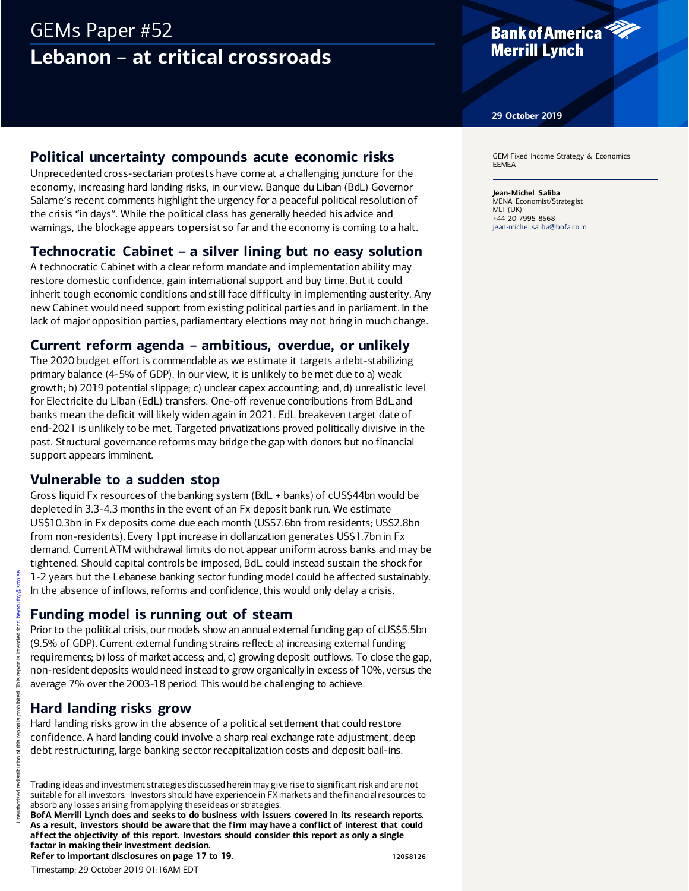# GEMs Paper #52

# Lebanon – at critical crossroads

29 October 2019

GEM Fixed Income Strategy & Economics
EEMEA

**Jean-Michel Saliba**
MENA Economist/Strategist
MLI (UK)
+44 20 7995 8568
jean-michel.saliba@bofa.com

## Political uncertainty compounds acute economic risks

Unprecedented cross-sectarian protests have come at a challenging juncture for the economy, increasing hard landing risks, in our view. Banque du Liban (BdL) Governor Salame's recent comments highlight the urgency for a peaceful political resolution of the crisis "in days". While the political class has generally heeded his advice and warnings, the blockage appears to persist so far and the economy is coming to a halt.

## Technocratic Cabinet – a silver lining but no easy solution

A technocratic Cabinet with a clear reform mandate and implementation ability may restore domestic confidence, gain international support and buy time. But it could inherit tough economic conditions and still face difficulty in implementing austerity. Any new Cabinet would need support from existing political parties and in parliament. In the lack of major opposition parties, parliamentary elections may not bring in much change.

## Current reform agenda – ambitious, overdue, or unlikely

The 2020 budget effort is commendable as we estimate it targets a debt-stabilizing primary balance (4-5% of GDP). In our view, it is unlikely to be met due to a) weak growth; b) 2019 potential slippage; c) unclear capex accounting; and, d) unrealistic level for Electricite du Liban (EdL) transfers. One-off revenue contributions from BdL and banks mean the deficit will likely widen again in 2021. EdL breakeven target date of end-2021 is unlikely to be met. Targeted privatizations proved politically divisive in the past. Structural governance reforms may bridge the gap with donors but no financial support appears imminent.

## Vulnerable to a sudden stop

Gross liquid Fx resources of the banking system (BdL + banks) of cUS$44bn would be depleted in 3.3-4.3 months in the event of an Fx deposit bank run. We estimate US$10.3bn in Fx deposits come due each month (US$7.6bn from residents; US$2.8bn from non-residents). Every 1ppt increase in dollarization generates US$1.7bn in Fx demand. Current ATM withdrawal limits do not appear uniform across banks and may be tightened. Should capital controls be imposed, BdL could instead sustain the shock for 1-2 years but the Lebanese banking sector funding model could be affected sustainably. In the absence of inflows, reforms and confidence, this would only delay a crisis.

## Funding model is running out of steam

Prior to the political crisis, our models show an annual external funding gap of cUS$5.5bn (9.5% of GDP). Current external funding strains reflect: a) increasing external funding requirements; b) loss of market access; and, c) growing deposit outflows. To close the gap, non-resident deposits would need instead to grow organically in excess of 10%, versus the average 7% over the 2003-18 period. This would be challenging to achieve.

## Hard landing risks grow

Hard landing risks grow in the absence of a political settlement that could restore confidence. A hard landing could involve a sharp real exchange rate adjustment, deep debt restructuring, large banking sector recapitalization costs and deposit bail-ins.

Trading ideas and investment strategies discussed herein may give rise to significant risk and are not suitable for all investors. Investors should have experience in FX markets and the financial resources to absorb any losses arising from applying these ideas or strategies.

**BofA Merrill Lynch does and seeks to do business with issuers covered in its research reports. As a result, investors should be aware that the firm may have a conflict of interest that could affect the objectivity of this report. Investors should consider this report as only a single factor in making their investment decision.**

**Refer to important disclosures on page 17 to 19.**

**12058126**

Timestamp: 29 October 2019 01:16AM EDT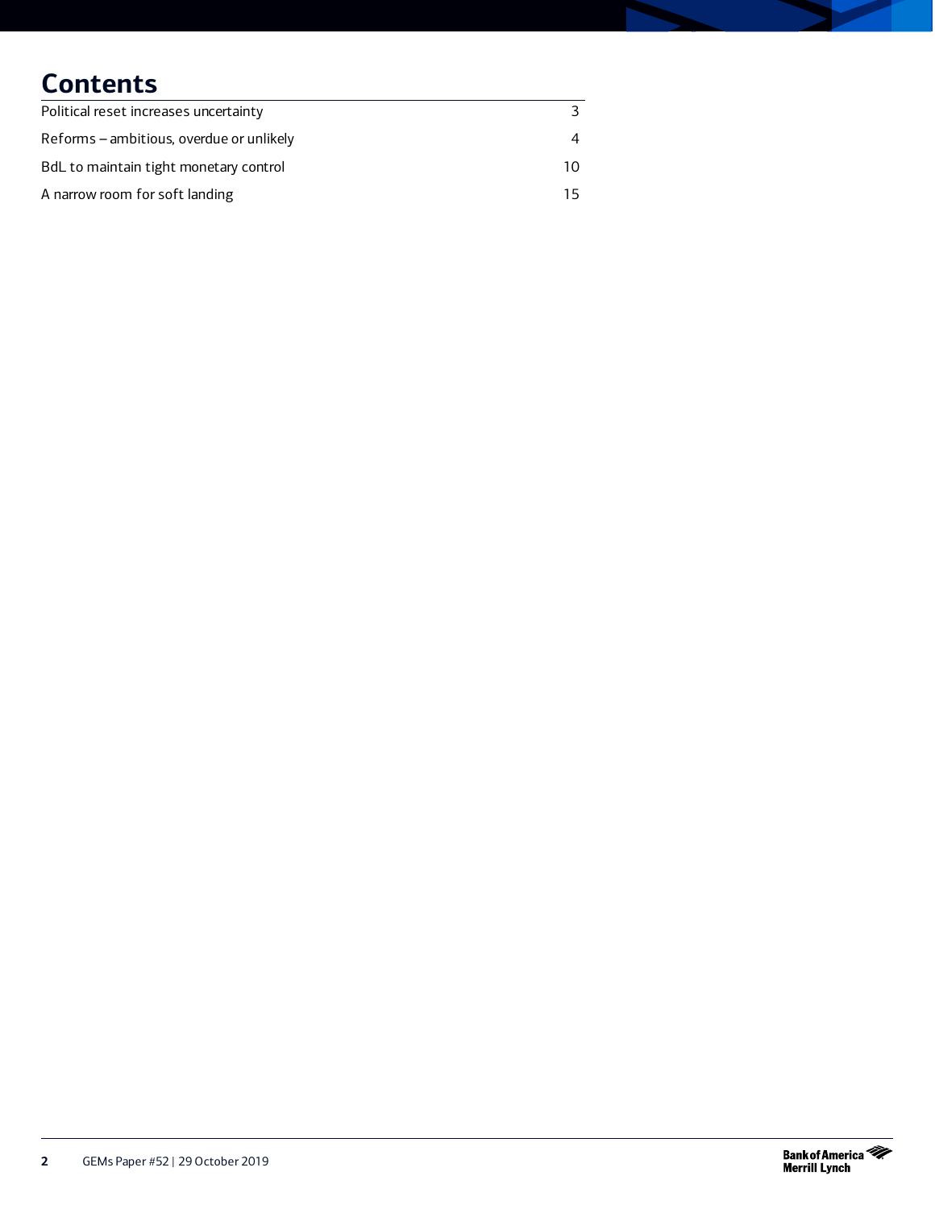# Contents

| | |
|---|---|
| Political reset increases uncertainty | 3 |
| Reforms – ambitious, overdue or unlikely | 4 |
| BdL to maintain tight monetary control | 10 |
| A narrow room for soft landing | 15 |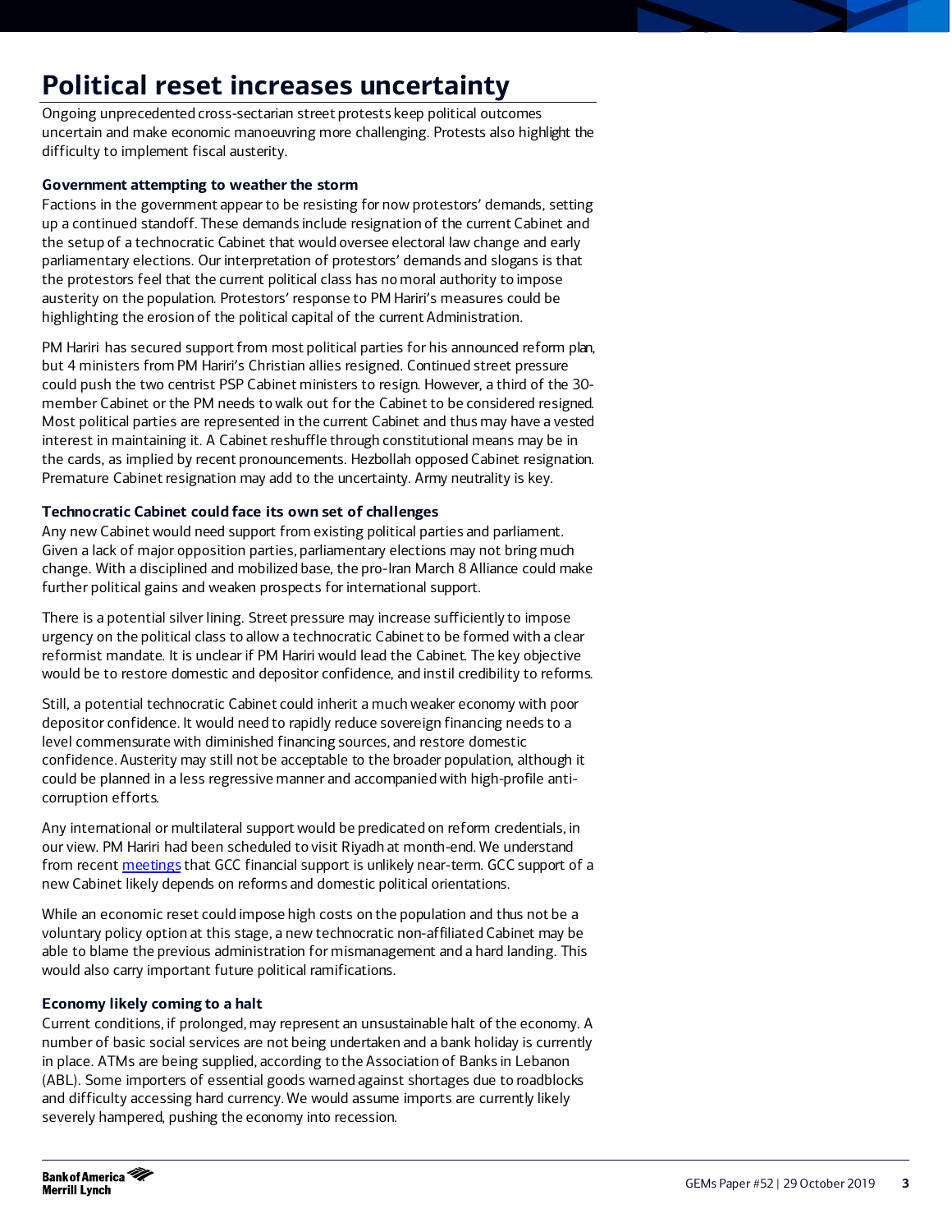# Political reset increases uncertainty

Ongoing unprecedented cross-sectarian street protests keep political outcomes uncertain and make economic manoeuvring more challenging. Protests also highlight the difficulty to implement fiscal austerity.

### Government attempting to weather the storm

Factions in the government appear to be resisting for now protestors' demands, setting up a continued standoff. These demands include resignation of the current Cabinet and the setup of a technocratic Cabinet that would oversee electoral law change and early parliamentary elections. Our interpretation of protestors' demands and slogans is that the protestors feel that the current political class has no moral authority to impose austerity on the population. Protestors' response to PM Hariri's measures could be highlighting the erosion of the political capital of the current Administration.

PM Hariri has secured support from most political parties for his announced reform plan, but 4 ministers from PM Hariri's Christian allies resigned. Continued street pressure could push the two centrist PSP Cabinet ministers to resign. However, a third of the 30-member Cabinet or the PM needs to walk out for the Cabinet to be considered resigned. Most political parties are represented in the current Cabinet and thus may have a vested interest in maintaining it. A Cabinet reshuffle through constitutional means may be in the cards, as implied by recent pronouncements. Hezbollah opposed Cabinet resignation. Premature Cabinet resignation may add to the uncertainty. Army neutrality is key.

### Technocratic Cabinet could face its own set of challenges

Any new Cabinet would need support from existing political parties and parliament. Given a lack of major opposition parties, parliamentary elections may not bring much change. With a disciplined and mobilized base, the pro-Iran March 8 Alliance could make further political gains and weaken prospects for international support.

There is a potential silver lining. Street pressure may increase sufficiently to impose urgency on the political class to allow a technocratic Cabinet to be formed with a clear reformist mandate. It is unclear if PM Hariri would lead the Cabinet. The key objective would be to restore domestic and depositor confidence, and instil credibility to reforms.

Still, a potential technocratic Cabinet could inherit a much weaker economy with poor depositor confidence. It would need to rapidly reduce sovereign financing needs to a level commensurate with diminished financing sources, and restore domestic confidence. Austerity may still not be acceptable to the broader population, although it could be planned in a less regressive manner and accompanied with high-profile anti-corruption efforts.

Any international or multilateral support would be predicated on reform credentials, in our view. PM Hariri had been scheduled to visit Riyadh at month-end. We understand from recent meetings that GCC financial support is unlikely near-term. GCC support of a new Cabinet likely depends on reforms and domestic political orientations.

While an economic reset could impose high costs on the population and thus not be a voluntary policy option at this stage, a new technocratic non-affiliated Cabinet may be able to blame the previous administration for mismanagement and a hard landing. This would also carry important future political ramifications.

### Economy likely coming to a halt

Current conditions, if prolonged, may represent an unsustainable halt of the economy. A number of basic social services are not being undertaken and a bank holiday is currently in place. ATMs are being supplied, according to the Association of Banks in Lebanon (ABL). Some importers of essential goods warned against shortages due to roadblocks and difficulty accessing hard currency. We would assume imports are currently likely severely hampered, pushing the economy into recession.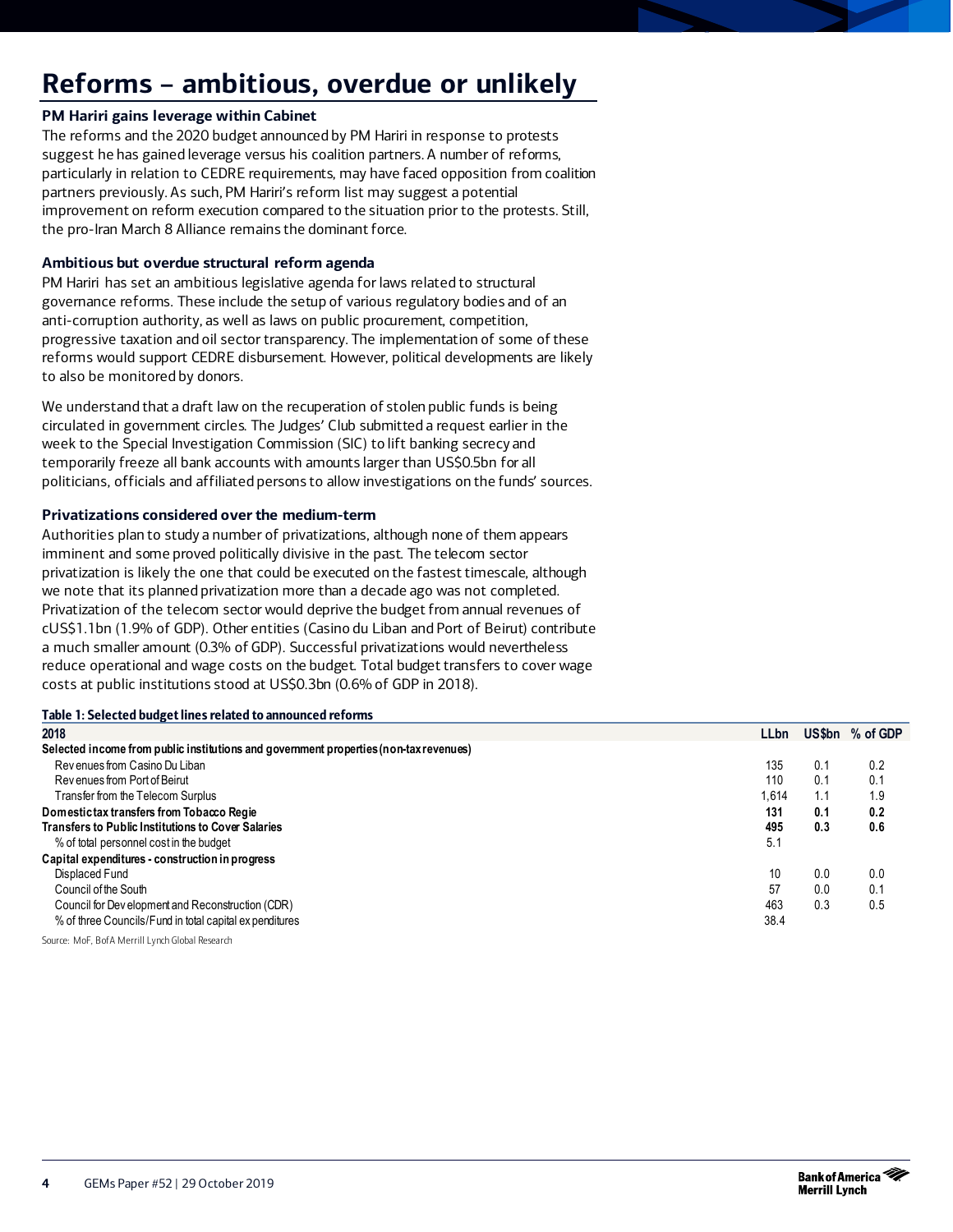# Reforms – ambitious, overdue or unlikely

### PM Hariri gains leverage within Cabinet

The reforms and the 2020 budget announced by PM Hariri in response to protests suggest he has gained leverage versus his coalition partners. A number of reforms, particularly in relation to CEDRE requirements, may have faced opposition from coalition partners previously. As such, PM Hariri's reform list may suggest a potential improvement on reform execution compared to the situation prior to the protests. Still, the pro-Iran March 8 Alliance remains the dominant force.

### Ambitious but overdue structural reform agenda

PM Hariri has set an ambitious legislative agenda for laws related to structural governance reforms. These include the setup of various regulatory bodies and of an anti-corruption authority, as well as laws on public procurement, competition, progressive taxation and oil sector transparency. The implementation of some of these reforms would support CEDRE disbursement. However, political developments are likely to also be monitored by donors.

We understand that a draft law on the recuperation of stolen public funds is being circulated in government circles. The Judges' Club submitted a request earlier in the week to the Special Investigation Commission (SIC) to lift banking secrecy and temporarily freeze all bank accounts with amounts larger than US$0.5bn for all politicians, officials and affiliated persons to allow investigations on the funds' sources.

### Privatizations considered over the medium-term

Authorities plan to study a number of privatizations, although none of them appears imminent and some proved politically divisive in the past. The telecom sector privatization is likely the one that could be executed on the fastest timescale, although we note that its planned privatization more than a decade ago was not completed. Privatization of the telecom sector would deprive the budget from annual revenues of cUS$1.1bn (1.9% of GDP). Other entities (Casino du Liban and Port of Beirut) contribute a much smaller amount (0.3% of GDP). Successful privatizations would nevertheless reduce operational and wage costs on the budget. Total budget transfers to cover wage costs at public institutions stood at US$0.3bn (0.6% of GDP in 2018).

**Table 1: Selected budget lines related to announced reforms**

| 2018 | LLbn | US$bn | % of GDP |
|---|---|---|---|
| **Selected income from public institutions and government properties (non-tax revenues)** | | | |
| Revenues from Casino Du Liban | 135 | 0.1 | 0.2 |
| Revenues from Port of Beirut | 110 | 0.1 | 0.1 |
| Transfer from the Telecom Surplus | 1,614 | 1.1 | 1.9 |
| **Domestic tax transfers from Tobacco Regie** | **131** | **0.1** | **0.2** |
| **Transfers to Public Institutions to Cover Salaries** | **495** | **0.3** | **0.6** |
| % of total personnel cost in the budget | 5.1 | | |
| **Capital expenditures - construction in progress** | | | |
| Displaced Fund | 10 | 0.0 | 0.0 |
| Council of the South | 57 | 0.0 | 0.1 |
| Council for Development and Reconstruction (CDR) | 463 | 0.3 | 0.5 |
| % of three Councils/Fund in total capital expenditures | 38.4 | | |

Source: MoF, BofA Merrill Lynch Global Research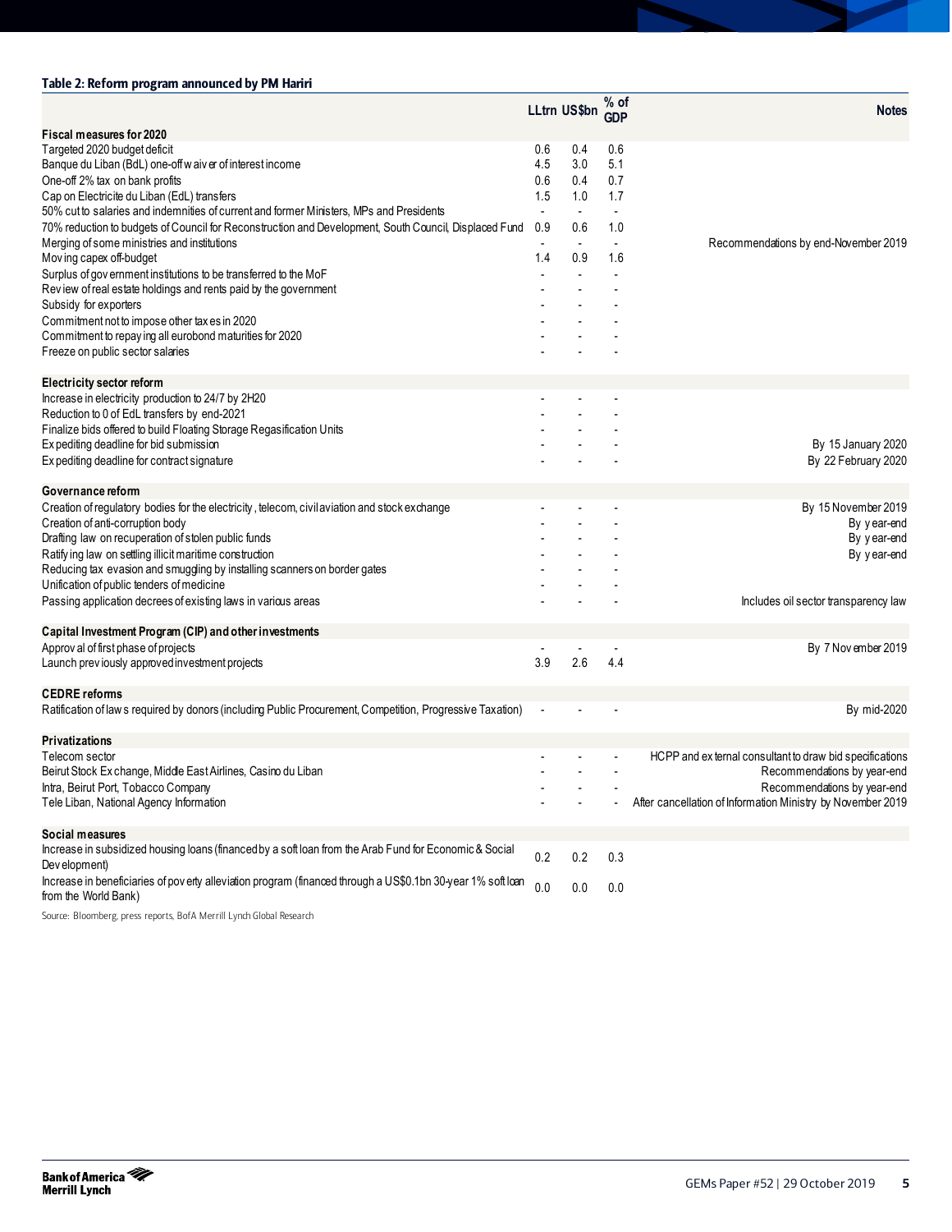**Table 2: Reform program announced by PM Hariri**

| | LLtrn | US$bn | % of GDP | Notes |
|---|---|---|---|---|
| **Fiscal measures for 2020** | | | | |
| Targeted 2020 budget deficit | 0.6 | 0.4 | 0.6 | |
| Banque du Liban (BdL) one-off waiver of interest income | 4.5 | 3.0 | 5.1 | |
| One-off 2% tax on bank profits | 0.6 | 0.4 | 0.7 | |
| Cap on Electricite du Liban (EdL) transfers | 1.5 | 1.0 | 1.7 | |
| 50% cut to salaries and indemnities of current and former Ministers, MPs and Presidents | - | - | - | |
| 70% reduction to budgets of Council for Reconstruction and Development, South Council, Displaced Fund | 0.9 | 0.6 | 1.0 | |
| Merging of some ministries and institutions | - | - | - | Recommendations by end-November 2019 |
| Moving capex off-budget | 1.4 | 0.9 | 1.6 | |
| Surplus of government institutions to be transferred to the MoF | - | - | - | |
| Review of real estate holdings and rents paid by the government | - | - | - | |
| Subsidy for exporters | - | - | - | |
| Commitment not to impose other taxes in 2020 | - | - | - | |
| Commitment to repaying all eurobond maturities for 2020 | - | - | - | |
| Freeze on public sector salaries | - | - | - | |
| **Electricity sector reform** | | | | |
| Increase in electricity production to 24/7 by 2H20 | - | - | - | |
| Reduction to 0 of EdL transfers by end-2021 | - | - | - | |
| Finalize bids offered to build Floating Storage Regasification Units | - | - | - | |
| Expediting deadline for bid submission | - | - | - | By 15 January 2020 |
| Expediting deadline for contract signature | - | - | - | By 22 February 2020 |
| **Governance reform** | | | | |
| Creation of regulatory bodies for the electricity, telecom, civil aviation and stock exchange | - | - | - | By 15 November 2019 |
| Creation of anti-corruption body | - | - | - | By year-end |
| Drafting law on recuperation of stolen public funds | - | - | - | By year-end |
| Ratifying law on settling illicit maritime construction | - | - | - | By year-end |
| Reducing tax evasion and smuggling by installing scanners on border gates | - | - | - | |
| Unification of public tenders of medicine | - | - | - | |
| Passing application decrees of existing laws in various areas | - | - | - | Includes oil sector transparency law |
| **Capital Investment Program (CIP) and other investments** | | | | |
| Approval of first phase of projects | - | - | - | By 7 November 2019 |
| Launch previously approved investment projects | 3.9 | 2.6 | 4.4 | |
| **CEDRE reforms** | | | | |
| Ratification of laws required by donors (including Public Procurement, Competition, Progressive Taxation) | - | - | - | By mid-2020 |
| **Privatizations** | | | | |
| Telecom sector | - | - | - | HCPP and external consultant to draw bid specifications |
| Beirut Stock Exchange, Middle East Airlines, Casino du Liban | - | - | - | Recommendations by year-end |
| Intra, Beirut Port, Tobacco Company | - | - | - | Recommendations by year-end |
| Tele Liban, National Agency Information | - | - | - | After cancellation of Information Ministry by November 2019 |
| **Social measures** | | | | |
| Increase in subsidized housing loans (financed by a soft loan from the Arab Fund for Economic & Social Development) | 0.2 | 0.2 | 0.3 | |
| Increase in beneficiaries of poverty alleviation program (financed through a US$0.1bn 30-year 1% soft loan from the World Bank) | 0.0 | 0.0 | 0.0 | |

Source: Bloomberg, press reports, BofA Merrill Lynch Global Research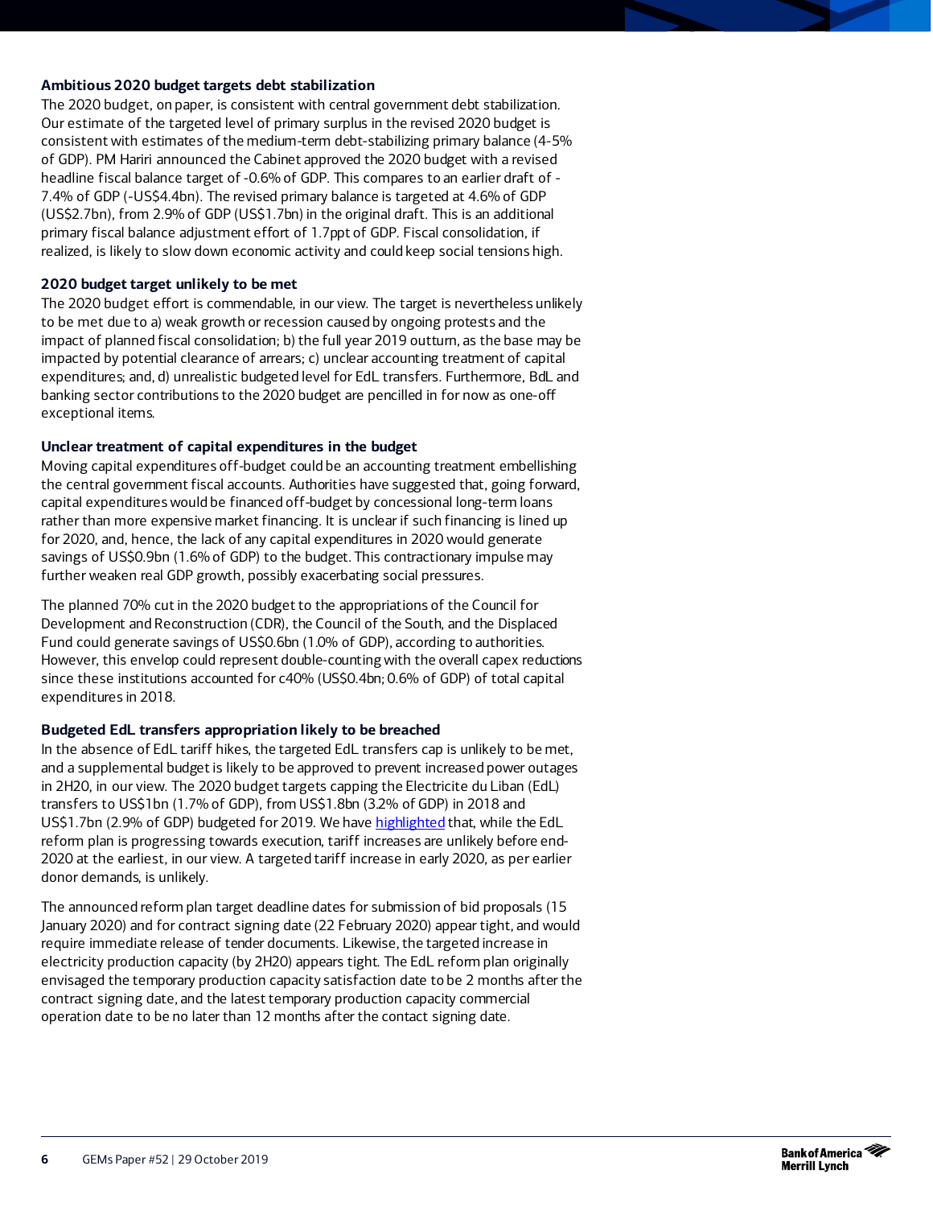**Ambitious 2020 budget targets debt stabilization**

The 2020 budget, on paper, is consistent with central government debt stabilization. Our estimate of the targeted level of primary surplus in the revised 2020 budget is consistent with estimates of the medium-term debt-stabilizing primary balance (4-5% of GDP). PM Hariri announced the Cabinet approved the 2020 budget with a revised headline fiscal balance target of -0.6% of GDP. This compares to an earlier draft of -7.4% of GDP (-US$4.4bn). The revised primary balance is targeted at 4.6% of GDP (US$2.7bn), from 2.9% of GDP (US$1.7bn) in the original draft. This is an additional primary fiscal balance adjustment effort of 1.7ppt of GDP. Fiscal consolidation, if realized, is likely to slow down economic activity and could keep social tensions high.

**2020 budget target unlikely to be met**

The 2020 budget effort is commendable, in our view. The target is nevertheless unlikely to be met due to a) weak growth or recession caused by ongoing protests and the impact of planned fiscal consolidation; b) the full year 2019 outturn, as the base may be impacted by potential clearance of arrears; c) unclear accounting treatment of capital expenditures; and, d) unrealistic budgeted level for EdL transfers. Furthermore, BdL and banking sector contributions to the 2020 budget are pencilled in for now as one-off exceptional items.

**Unclear treatment of capital expenditures in the budget**

Moving capital expenditures off-budget could be an accounting treatment embellishing the central government fiscal accounts. Authorities have suggested that, going forward, capital expenditures would be financed off-budget by concessional long-term loans rather than more expensive market financing. It is unclear if such financing is lined up for 2020, and, hence, the lack of any capital expenditures in 2020 would generate savings of US$0.9bn (1.6% of GDP) to the budget. This contractionary impulse may further weaken real GDP growth, possibly exacerbating social pressures.

The planned 70% cut in the 2020 budget to the appropriations of the Council for Development and Reconstruction (CDR), the Council of the South, and the Displaced Fund could generate savings of US$0.6bn (1.0% of GDP), according to authorities. However, this envelop could represent double-counting with the overall capex reductions since these institutions accounted for c40% (US$0.4bn; 0.6% of GDP) of total capital expenditures in 2018.

**Budgeted EdL transfers appropriation likely to be breached**

In the absence of EdL tariff hikes, the targeted EdL transfers cap is unlikely to be met, and a supplemental budget is likely to be approved to prevent increased power outages in 2H20, in our view. The 2020 budget targets capping the Electricite du Liban (EdL) transfers to US$1bn (1.7% of GDP), from US$1.8bn (3.2% of GDP) in 2018 and US$1.7bn (2.9% of GDP) budgeted for 2019. We have highlighted that, while the EdL reform plan is progressing towards execution, tariff increases are unlikely before end-2020 at the earliest, in our view. A targeted tariff increase in early 2020, as per earlier donor demands, is unlikely.

The announced reform plan target deadline dates for submission of bid proposals (15 January 2020) and for contract signing date (22 February 2020) appear tight, and would require immediate release of tender documents. Likewise, the targeted increase in electricity production capacity (by 2H20) appears tight. The EdL reform plan originally envisaged the temporary production capacity satisfaction date to be 2 months after the contract signing date, and the latest temporary production capacity commercial operation date to be no later than 12 months after the contact signing date.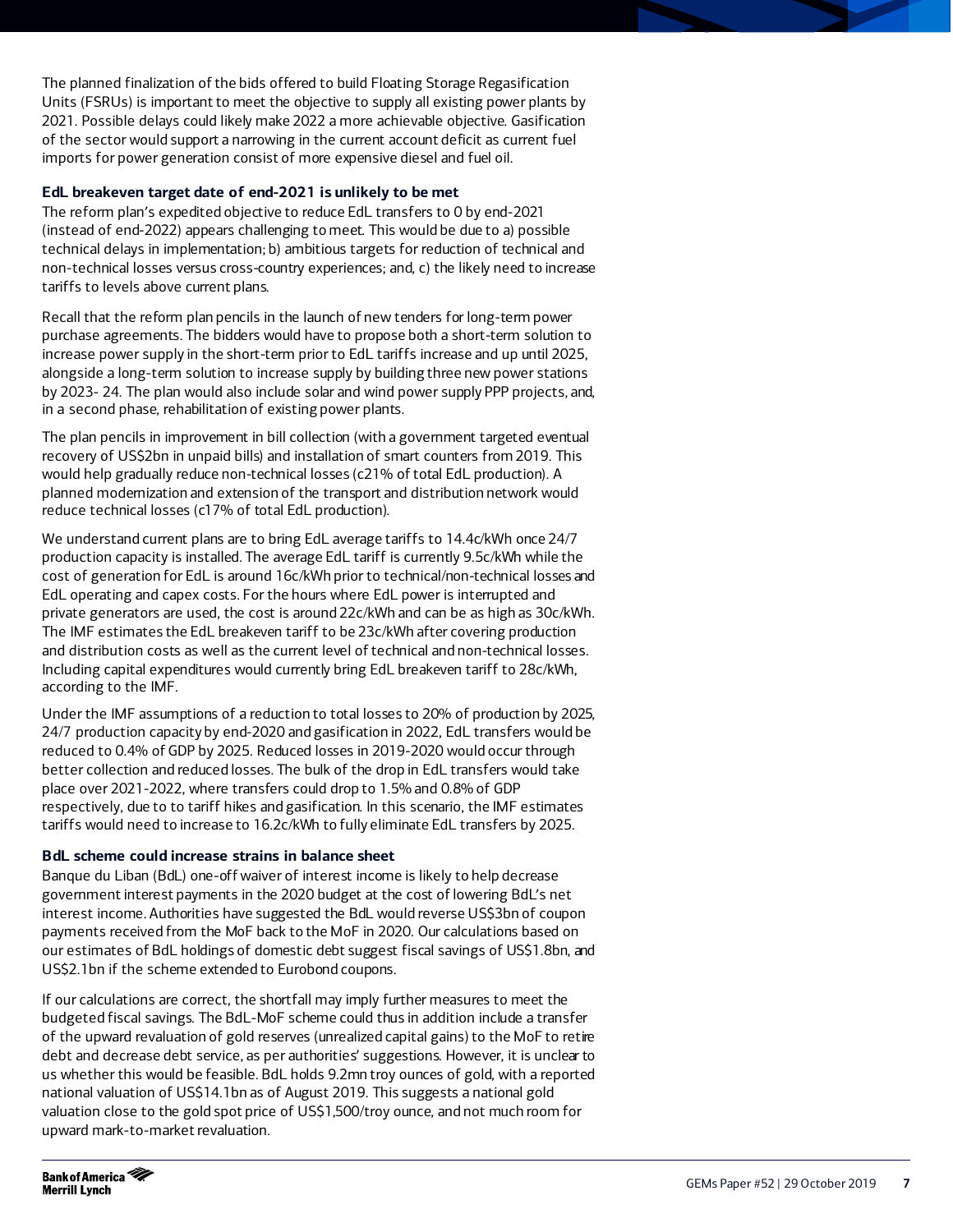The planned finalization of the bids offered to build Floating Storage Regasification Units (FSRUs) is important to meet the objective to supply all existing power plants by 2021. Possible delays could likely make 2022 a more achievable objective. Gasification of the sector would support a narrowing in the current account deficit as current fuel imports for power generation consist of more expensive diesel and fuel oil.

### EdL breakeven target date of end-2021 is unlikely to be met

The reform plan's expedited objective to reduce EdL transfers to 0 by end-2021 (instead of end-2022) appears challenging to meet. This would be due to a) possible technical delays in implementation; b) ambitious targets for reduction of technical and non-technical losses versus cross-country experiences; and, c) the likely need to increase tariffs to levels above current plans.

Recall that the reform plan pencils in the launch of new tenders for long-term power purchase agreements. The bidders would have to propose both a short-term solution to increase power supply in the short-term prior to EdL tariffs increase and up until 2025, alongside a long-term solution to increase supply by building three new power stations by 2023- 24. The plan would also include solar and wind power supply PPP projects, and, in a second phase, rehabilitation of existing power plants.

The plan pencils in improvement in bill collection (with a government targeted eventual recovery of US$2bn in unpaid bills) and installation of smart counters from 2019. This would help gradually reduce non-technical losses (c21% of total EdL production). A planned modernization and extension of the transport and distribution network would reduce technical losses (c17% of total EdL production).

We understand current plans are to bring EdL average tariffs to 14.4c/kWh once 24/7 production capacity is installed. The average EdL tariff is currently 9.5c/kWh while the cost of generation for EdL is around 16c/kWh prior to technical/non-technical losses and EdL operating and capex costs. For the hours where EdL power is interrupted and private generators are used, the cost is around 22c/kWh and can be as high as 30c/kWh. The IMF estimates the EdL breakeven tariff to be 23c/kWh after covering production and distribution costs as well as the current level of technical and non-technical losses. Including capital expenditures would currently bring EdL breakeven tariff to 28c/kWh, according to the IMF.

Under the IMF assumptions of a reduction to total losses to 20% of production by 2025, 24/7 production capacity by end-2020 and gasification in 2022, EdL transfers would be reduced to 0.4% of GDP by 2025. Reduced losses in 2019-2020 would occur through better collection and reduced losses. The bulk of the drop in EdL transfers would take place over 2021-2022, where transfers could drop to 1.5% and 0.8% of GDP respectively, due to to tariff hikes and gasification. In this scenario, the IMF estimates tariffs would need to increase to 16.2c/kWh to fully eliminate EdL transfers by 2025.

### BdL scheme could increase strains in balance sheet

Banque du Liban (BdL) one-off waiver of interest income is likely to help decrease government interest payments in the 2020 budget at the cost of lowering BdL's net interest income. Authorities have suggested the BdL would reverse US$3bn of coupon payments received from the MoF back to the MoF in 2020. Our calculations based on our estimates of BdL holdings of domestic debt suggest fiscal savings of US$1.8bn, and US$2.1bn if the scheme extended to Eurobond coupons.

If our calculations are correct, the shortfall may imply further measures to meet the budgeted fiscal savings. The BdL-MoF scheme could thus in addition include a transfer of the upward revaluation of gold reserves (unrealized capital gains) to the MoF to retire debt and decrease debt service, as per authorities' suggestions. However, it is unclear to us whether this would be feasible. BdL holds 9.2mn troy ounces of gold, with a reported national valuation of US$14.1bn as of August 2019. This suggests a national gold valuation close to the gold spot price of US$1,500/troy ounce, and not much room for upward mark-to-market revaluation.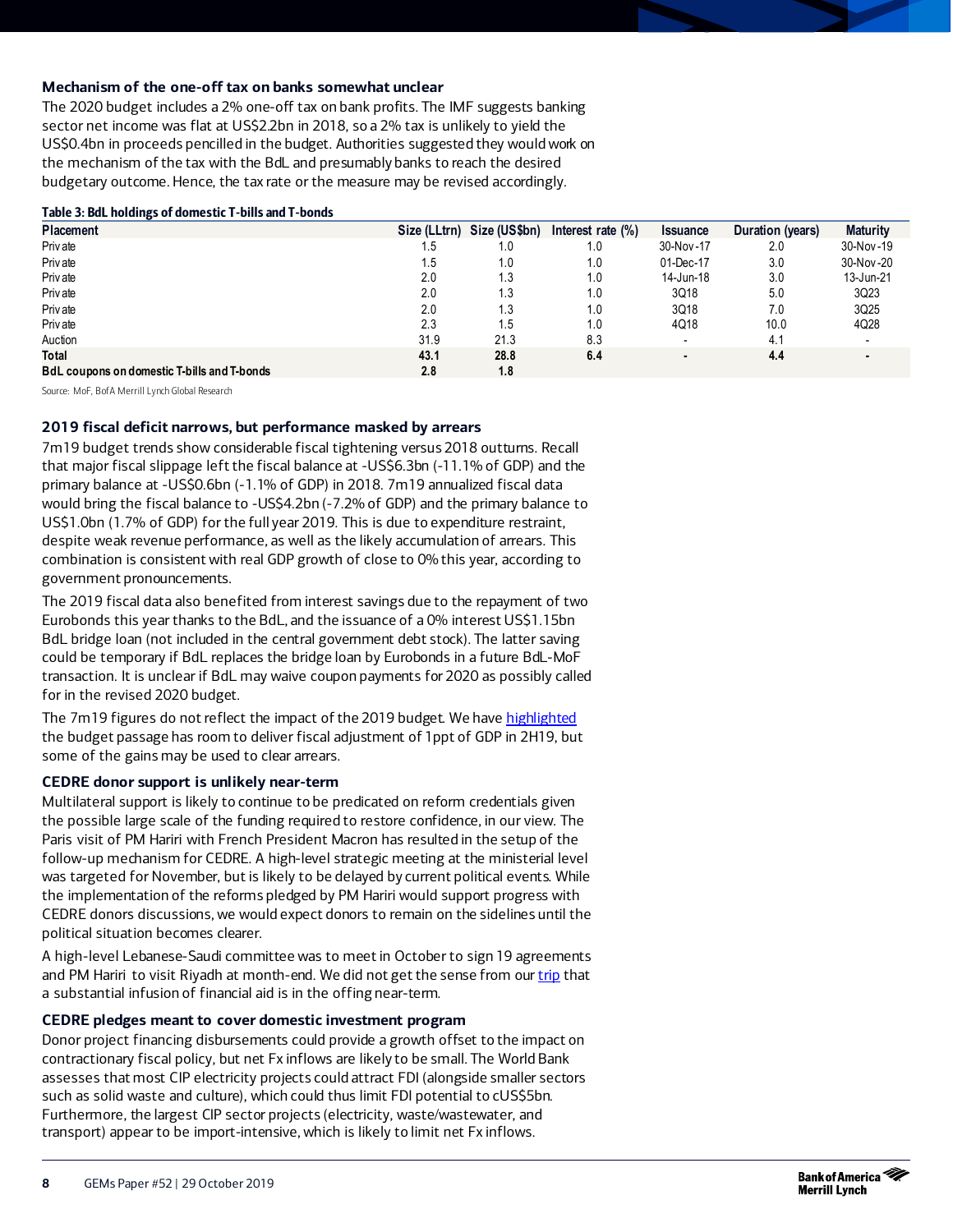### Mechanism of the one-off tax on banks somewhat unclear

The 2020 budget includes a 2% one-off tax on bank profits. The IMF suggests banking sector net income was flat at US$2.2bn in 2018, so a 2% tax is unlikely to yield the US$0.4bn in proceeds pencilled in the budget. Authorities suggested they would work on the mechanism of the tax with the BdL and presumably banks to reach the desired budgetary outcome. Hence, the tax rate or the measure may be revised accordingly.

**Table 3: BdL holdings of domestic T-bills and T-bonds**

| Placement | Size (LLtrn) | Size (US$bn) | Interest rate (%) | Issuance | Duration (years) | Maturity |
|---|---|---|---|---|---|---|
| Private | 1.5 | 1.0 | 1.0 | 30-Nov-17 | 2.0 | 30-Nov-19 |
| Private | 1.5 | 1.0 | 1.0 | 01-Dec-17 | 3.0 | 30-Nov-20 |
| Private | 2.0 | 1.3 | 1.0 | 14-Jun-18 | 3.0 | 13-Jun-21 |
| Private | 2.0 | 1.3 | 1.0 | 3Q18 | 5.0 | 3Q23 |
| Private | 2.0 | 1.3 | 1.0 | 3Q18 | 7.0 | 3Q25 |
| Private | 2.3 | 1.5 | 1.0 | 4Q18 | 10.0 | 4Q28 |
| Auction | 31.9 | 21.3 | 8.3 | - | 4.1 | - |
| **Total** | **43.1** | **28.8** | **6.4** | **-** | **4.4** | **-** |
| **BdL coupons on domestic T-bills and T-bonds** | **2.8** | **1.8** | | | | |

Source: MoF, BofA Merrill Lynch Global Research

### 2019 fiscal deficit narrows, but performance masked by arrears

7m19 budget trends show considerable fiscal tightening versus 2018 outturns. Recall that major fiscal slippage left the fiscal balance at -US$6.3bn (-11.1% of GDP) and the primary balance at -US$0.6bn (-1.1% of GDP) in 2018. 7m19 annualized fiscal data would bring the fiscal balance to -US$4.2bn (-7.2% of GDP) and the primary balance to US$1.0bn (1.7% of GDP) for the full year 2019. This is due to expenditure restraint, despite weak revenue performance, as well as the likely accumulation of arrears. This combination is consistent with real GDP growth of close to 0% this year, according to government pronouncements.

The 2019 fiscal data also benefited from interest savings due to the repayment of two Eurobonds this year thanks to the BdL, and the issuance of a 0% interest US$1.15bn BdL bridge loan (not included in the central government debt stock). The latter saving could be temporary if BdL replaces the bridge loan by Eurobonds in a future BdL-MoF transaction. It is unclear if BdL may waive coupon payments for 2020 as possibly called for in the revised 2020 budget.

The 7m19 figures do not reflect the impact of the 2019 budget. We have highlighted the budget passage has room to deliver fiscal adjustment of 1ppt of GDP in 2H19, but some of the gains may be used to clear arrears.

### CEDRE donor support is unlikely near-term

Multilateral support is likely to continue to be predicated on reform credentials given the possible large scale of the funding required to restore confidence, in our view. The Paris visit of PM Hariri with French President Macron has resulted in the setup of the follow-up mechanism for CEDRE. A high-level strategic meeting at the ministerial level was targeted for November, but is likely to be delayed by current political events. While the implementation of the reforms pledged by PM Hariri would support progress with CEDRE donors discussions, we would expect donors to remain on the sidelines until the political situation becomes clearer.

A high-level Lebanese-Saudi committee was to meet in October to sign 19 agreements and PM Hariri to visit Riyadh at month-end. We did not get the sense from our trip that a substantial infusion of financial aid is in the offing near-term.

### CEDRE pledges meant to cover domestic investment program

Donor project financing disbursements could provide a growth offset to the impact on contractionary fiscal policy, but net Fx inflows are likely to be small. The World Bank assesses that most CIP electricity projects could attract FDI (alongside smaller sectors such as solid waste and culture), which could thus limit FDI potential to cUS$5bn. Furthermore, the largest CIP sector projects (electricity, waste/wastewater, and transport) appear to be import-intensive, which is likely to limit net Fx inflows.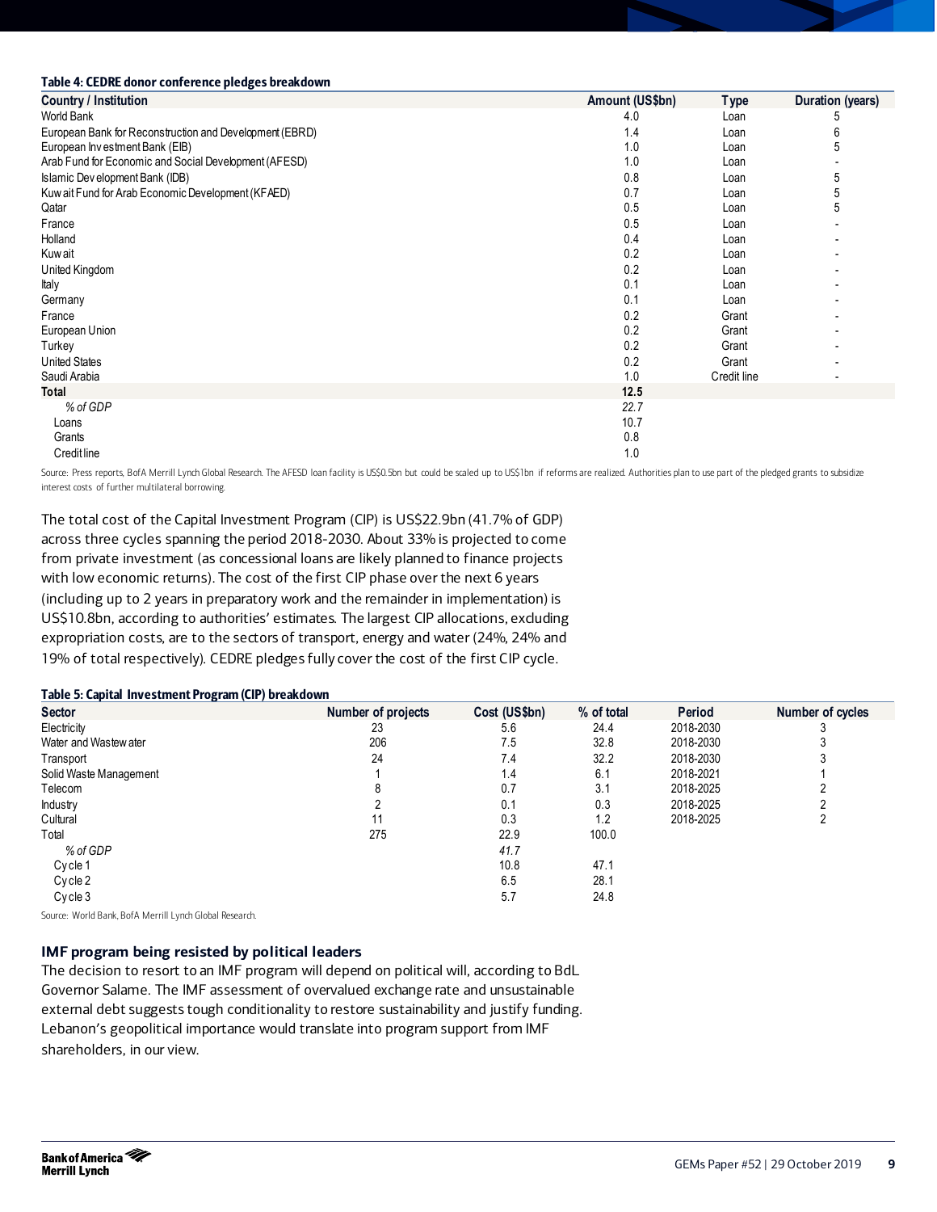**Table 4: CEDRE donor conference pledges breakdown**

| Country / Institution | Amount (US$bn) | Type | Duration (years) |
|---|---|---|---|
| World Bank | 4.0 | Loan | 5 |
| European Bank for Reconstruction and Development (EBRD) | 1.4 | Loan | 6 |
| European Investment Bank (EIB) | 1.0 | Loan | 5 |
| Arab Fund for Economic and Social Development (AFESD) | 1.0 | Loan | - |
| Islamic Development Bank (IDB) | 0.8 | Loan | 5 |
| Kuwait Fund for Arab Economic Development (KFAED) | 0.7 | Loan | 5 |
| Qatar | 0.5 | Loan | 5 |
| France | 0.5 | Loan | - |
| Holland | 0.4 | Loan | - |
| Kuwait | 0.2 | Loan | - |
| United Kingdom | 0.2 | Loan | - |
| Italy | 0.1 | Loan | - |
| Germany | 0.1 | Loan | - |
| France | 0.2 | Grant | - |
| European Union | 0.2 | Grant | - |
| Turkey | 0.2 | Grant | - |
| United States | 0.2 | Grant | - |
| Saudi Arabia | 1.0 | Credit line | - |
| **Total** | **12.5** | | |
| *% of GDP* | *22.7* | | |
| Loans | 10.7 | | |
| Grants | 0.8 | | |
| Credit line | 1.0 | | |

Source: Press reports, BofA Merrill Lynch Global Research. The AFESD loan facility is US$0.5bn but could be scaled up to US$1bn if reforms are realized. Authorities plan to use part of the pledged grants to subsidize interest costs of further multilateral borrowing.

The total cost of the Capital Investment Program (CIP) is US$22.9bn (41.7% of GDP) across three cycles spanning the period 2018-2030. About 33% is projected to come from private investment (as concessional loans are likely planned to finance projects with low economic returns). The cost of the first CIP phase over the next 6 years (including up to 2 years in preparatory work and the remainder in implementation) is US$10.8bn, according to authorities' estimates. The largest CIP allocations, excluding expropriation costs, are to the sectors of transport, energy and water (24%, 24% and 19% of total respectively). CEDRE pledges fully cover the cost of the first CIP cycle.

**Table 5: Capital Investment Program (CIP) breakdown**

| Sector | Number of projects | Cost (US$bn) | % of total | Period | Number of cycles |
|---|---|---|---|---|---|
| Electricity | 23 | 5.6 | 24.4 | 2018-2030 | 3 |
| Water and Wastewater | 206 | 7.5 | 32.8 | 2018-2030 | 3 |
| Transport | 24 | 7.4 | 32.2 | 2018-2030 | 3 |
| Solid Waste Management | 1 | 1.4 | 6.1 | 2018-2021 | 1 |
| Telecom | 8 | 0.7 | 3.1 | 2018-2025 | 2 |
| Industry | 2 | 0.1 | 0.3 | 2018-2025 | 2 |
| Cultural | 11 | 0.3 | 1.2 | 2018-2025 | 2 |
| Total | 275 | 22.9 | 100.0 | | |
| *% of GDP* | | *41.7* | | | |
| Cycle 1 | | 10.8 | 47.1 | | |
| Cycle 2 | | 6.5 | 28.1 | | |
| Cycle 3 | | 5.7 | 24.8 | | |

Source: World Bank, BofA Merrill Lynch Global Research.

### IMF program being resisted by political leaders

The decision to resort to an IMF program will depend on political will, according to BdL Governor Salame. The IMF assessment of overvalued exchange rate and unsustainable external debt suggests tough conditionality to restore sustainability and justify funding. Lebanon's geopolitical importance would translate into program support from IMF shareholders, in our view.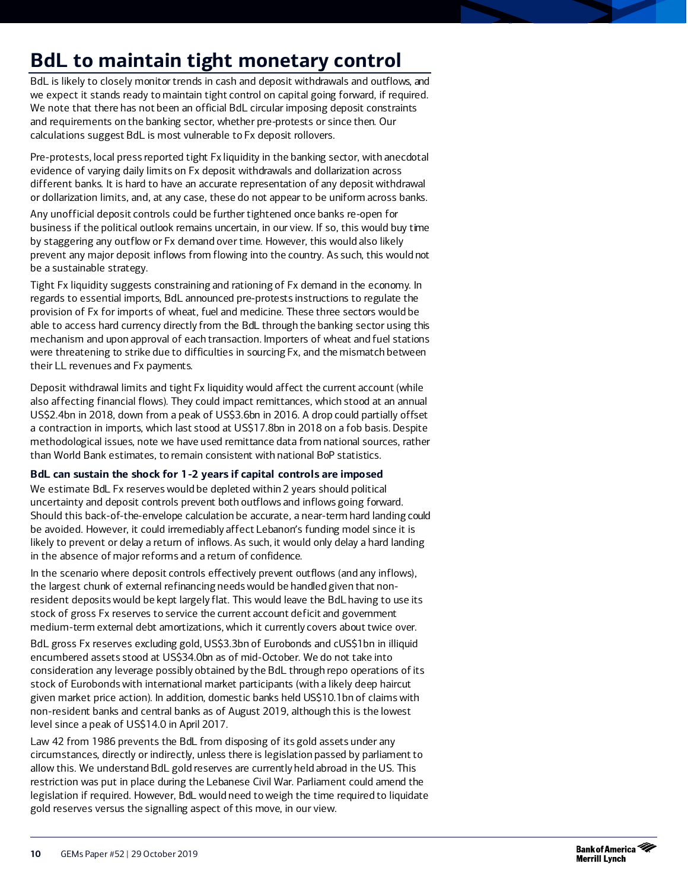# BdL to maintain tight monetary control

BdL is likely to closely monitor trends in cash and deposit withdrawals and outflows, and we expect it stands ready to maintain tight control on capital going forward, if required. We note that there has not been an official BdL circular imposing deposit constraints and requirements on the banking sector, whether pre-protests or since then. Our calculations suggest BdL is most vulnerable to Fx deposit rollovers.

Pre-protests, local press reported tight Fx liquidity in the banking sector, with anecdotal evidence of varying daily limits on Fx deposit withdrawals and dollarization across different banks. It is hard to have an accurate representation of any deposit withdrawal or dollarization limits, and, at any case, these do not appear to be uniform across banks.

Any unofficial deposit controls could be further tightened once banks re-open for business if the political outlook remains uncertain, in our view. If so, this would buy time by staggering any outflow or Fx demand over time. However, this would also likely prevent any major deposit inflows from flowing into the country. As such, this would not be a sustainable strategy.

Tight Fx liquidity suggests constraining and rationing of Fx demand in the economy. In regards to essential imports, BdL announced pre-protests instructions to regulate the provision of Fx for imports of wheat, fuel and medicine. These three sectors would be able to access hard currency directly from the BdL through the banking sector using this mechanism and upon approval of each transaction. Importers of wheat and fuel stations were threatening to strike due to difficulties in sourcing Fx, and the mismatch between their LL revenues and Fx payments.

Deposit withdrawal limits and tight Fx liquidity would affect the current account (while also affecting financial flows). They could impact remittances, which stood at an annual US$2.4bn in 2018, down from a peak of US$3.6bn in 2016. A drop could partially offset a contraction in imports, which last stood at US$17.8bn in 2018 on a fob basis. Despite methodological issues, note we have used remittance data from national sources, rather than World Bank estimates, to remain consistent with national BoP statistics.

### BdL can sustain the shock for 1-2 years if capital controls are imposed

We estimate BdL Fx reserves would be depleted within 2 years should political uncertainty and deposit controls prevent both outflows and inflows going forward. Should this back-of-the-envelope calculation be accurate, a near-term hard landing could be avoided. However, it could irremediably affect Lebanon's funding model since it is likely to prevent or delay a return of inflows. As such, it would only delay a hard landing in the absence of major reforms and a return of confidence.

In the scenario where deposit controls effectively prevent outflows (and any inflows), the largest chunk of external refinancing needs would be handled given that non-resident deposits would be kept largely flat. This would leave the BdL having to use its stock of gross Fx reserves to service the current account deficit and government medium-term external debt amortizations, which it currently covers about twice over.

BdL gross Fx reserves excluding gold, US$3.3bn of Eurobonds and cUS$1bn in illiquid encumbered assets stood at US$34.0bn as of mid-October. We do not take into consideration any leverage possibly obtained by the BdL through repo operations of its stock of Eurobonds with international market participants (with a likely deep haircut given market price action). In addition, domestic banks held US$10.1bn of claims with non-resident banks and central banks as of August 2019, although this is the lowest level since a peak of US$14.0 in April 2017.

Law 42 from 1986 prevents the BdL from disposing of its gold assets under any circumstances, directly or indirectly, unless there is legislation passed by parliament to allow this. We understand BdL gold reserves are currently held abroad in the US. This restriction was put in place during the Lebanese Civil War. Parliament could amend the legislation if required. However, BdL would need to weigh the time required to liquidate gold reserves versus the signalling aspect of this move, in our view.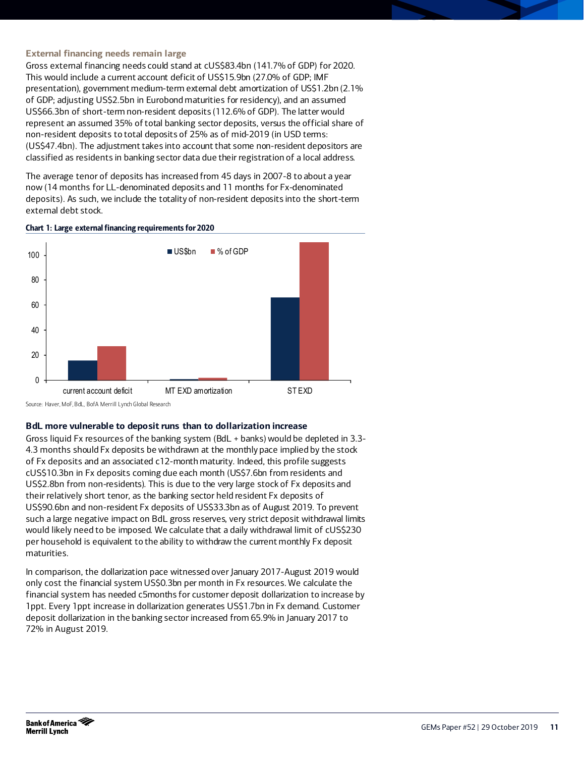### External financing needs remain large

Gross external financing needs could stand at cUS$83.4bn (141.7% of GDP) for 2020. This would include a current account deficit of US$15.9bn (27.0% of GDP; IMF presentation), government medium-term external debt amortization of US$1.2bn (2.1% of GDP; adjusting US$2.5bn in Eurobond maturities for residency), and an assumed US$66.3bn of short-term non-resident deposits (112.6% of GDP). The latter would represent an assumed 35% of total banking sector deposits, versus the official share of non-resident deposits to total deposits of 25% as of mid-2019 (in USD terms: (US$47.4bn). The adjustment takes into account that some non-resident depositors are classified as residents in banking sector data due their registration of a local address.

The average tenor of deposits has increased from 45 days in 2007-8 to about a year now (14 months for LL-denominated deposits and 11 months for Fx-denominated deposits). As such, we include the totality of non-resident deposits into the short-term external debt stock.

**Chart 1: Large external financing requirements for 2020**

Source: Haver, MoF, BdL, BofA Merrill Lynch Global Research

### BdL more vulnerable to deposit runs than to dollarization increase

Gross liquid Fx resources of the banking system (BdL + banks) would be depleted in 3.3-4.3 months should Fx deposits be withdrawn at the monthly pace implied by the stock of Fx deposits and an associated c12-month maturity. Indeed, this profile suggests cUS$10.3bn in Fx deposits coming due each month (US$7.6bn from residents and US$2.8bn from non-residents). This is due to the very large stock of Fx deposits and their relatively short tenor, as the banking sector held resident Fx deposits of US$90.6bn and non-resident Fx deposits of US$33.3bn as of August 2019. To prevent such a large negative impact on BdL gross reserves, very strict deposit withdrawal limits would likely need to be imposed. We calculate that a daily withdrawal limit of cUS$230 per household is equivalent to the ability to withdraw the current monthly Fx deposit maturities.

In comparison, the dollarization pace witnessed over January 2017-August 2019 would only cost the financial system US$0.3bn per month in Fx resources. We calculate the financial system has needed c5months for customer deposit dollarization to increase by 1ppt. Every 1ppt increase in dollarization generates US$1.7bn in Fx demand. Customer deposit dollarization in the banking sector increased from 65.9% in January 2017 to 72% in August 2019.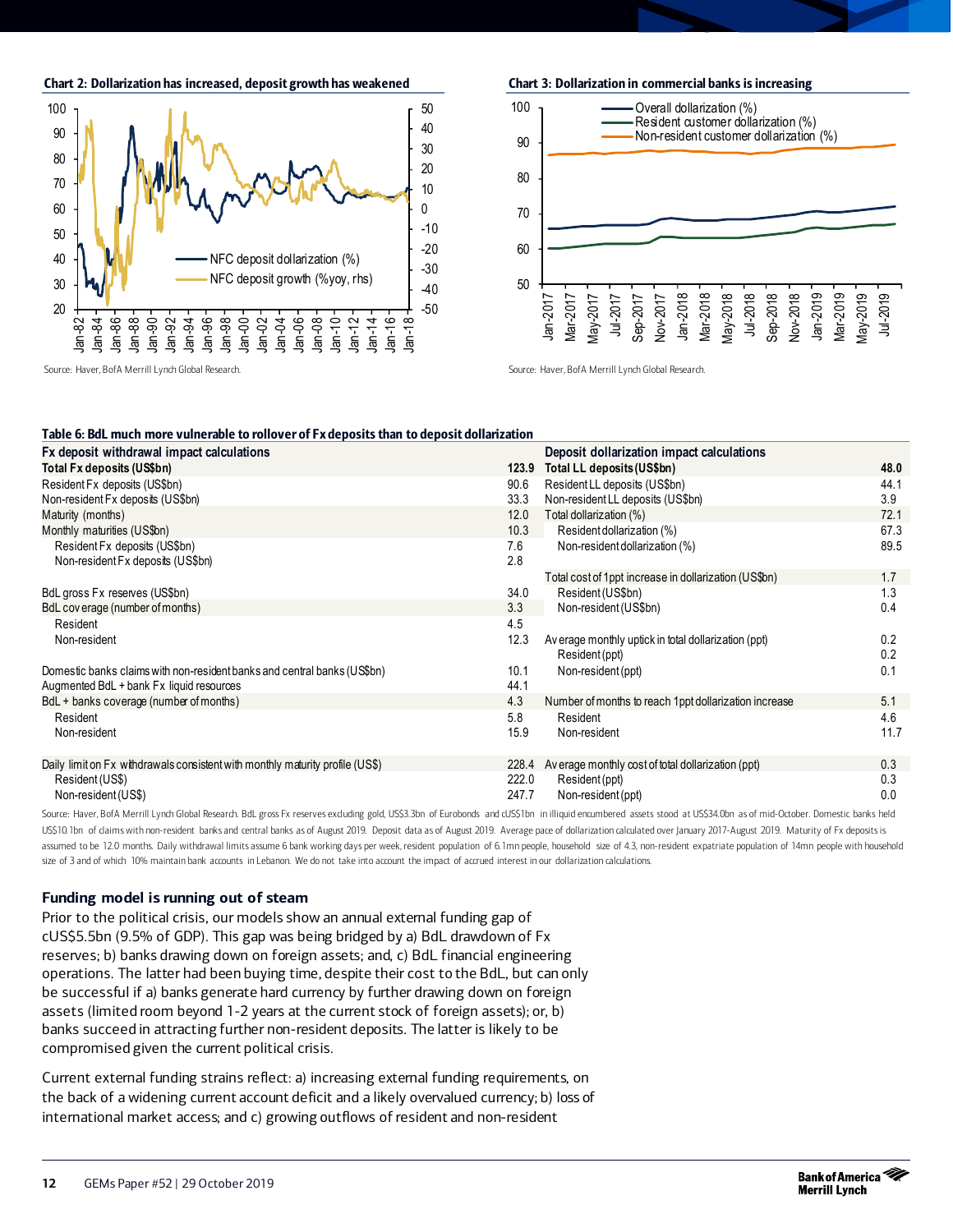**Chart 2: Dollarization has increased, deposit growth has weakened**

Source: Haver, BofA Merrill Lynch Global Research.

**Chart 3: Dollarization in commercial banks is increasing**

Source: Haver, BofA Merrill Lynch Global Research.

**Table 6: BdL much more vulnerable to rollover of Fx deposits than to deposit dollarization**

| Fx deposit withdrawal impact calculations | | Deposit dollarization impact calculations | |
|---|---|---|---|
| **Total Fx deposits (US$bn)** | **123.9** | **Total LL deposits (US$bn)** | **48.0** |
| Resident Fx deposits (US$bn) | 90.6 | Resident LL deposits (US$bn) | 44.1 |
| Non-resident Fx deposits (US$bn) | 33.3 | Non-resident LL deposits (US$bn) | 3.9 |
| Maturity (months) | 12.0 | Total dollarization (%) | 72.1 |
| Monthly maturities (US$bn) | 10.3 | Resident dollarization (%) | 67.3 |
| Resident Fx deposits (US$bn) | 7.6 | Non-resident dollarization (%) | 89.5 |
| Non-resident Fx deposits (US$bn) | 2.8 | | |
| | | Total cost of 1ppt increase in dollarization (US$bn) | 1.7 |
| BdL gross Fx reserves (US$bn) | 34.0 | Resident (US$bn) | 1.3 |
| BdL coverage (number of months) | 3.3 | Non-resident (US$bn) | 0.4 |
| Resident | 4.5 | | |
| Non-resident | 12.3 | Average monthly uptick in total dollarization (ppt) | 0.2 |
| | | Resident (ppt) | 0.2 |
| Domestic banks claims with non-resident banks and central banks (US$bn) | 10.1 | Non-resident (ppt) | 0.1 |
| Augmented BdL + bank Fx liquid resources | 44.1 | | |
| BdL + banks coverage (number of months) | 4.3 | Number of months to reach 1ppt dollarization increase | 5.1 |
| Resident | 5.8 | Resident | 4.6 |
| Non-resident | 15.9 | Non-resident | 11.7 |
| | | | |
| Daily limit on Fx withdrawals consistent with monthly maturity profile (US$) | 228.4 | Average monthly cost of total dollarization (ppt) | 0.3 |
| Resident (US$) | 222.0 | Resident (ppt) | 0.3 |
| Non-resident (US$) | 247.7 | Non-resident (ppt) | 0.0 |

Source: Haver, BofA Merrill Lynch Global Research. BdL gross Fx reserves excluding gold, US$3.3bn of Eurobonds and cUS$1bn in illiquid encumbered assets stood at US$34.0bn as of mid-October. Domestic banks held US$10.1bn of claims with non-resident banks and central banks as of August 2019. Deposit data as of August 2019. Average pace of dollarization calculated over January 2017-August 2019. Maturity of Fx deposits is assumed to be 12.0 months. Daily withdrawal limits assume 6 bank working days per week, resident population of 6.1mn people, household size of 4.3, non-resident expatriate population of 14mn people with household size of 3 and of which 10% maintain bank accounts in Lebanon. We do not take into account the impact of accrued interest in our dollarization calculations.

## Funding model is running out of steam

Prior to the political crisis, our models show an annual external funding gap of cUS$5.5bn (9.5% of GDP). This gap was being bridged by a) BdL drawdown of Fx reserves; b) banks drawing down on foreign assets; and, c) BdL financial engineering operations. The latter had been buying time, despite their cost to the BdL, but can only be successful if a) banks generate hard currency by further drawing down on foreign assets (limited room beyond 1-2 years at the current stock of foreign assets); or, b) banks succeed in attracting further non-resident deposits. The latter is likely to be compromised given the current political crisis.

Current external funding strains reflect: a) increasing external funding requirements, on the back of a widening current account deficit and a likely overvalued currency; b) loss of international market access; and c) growing outflows of resident and non-resident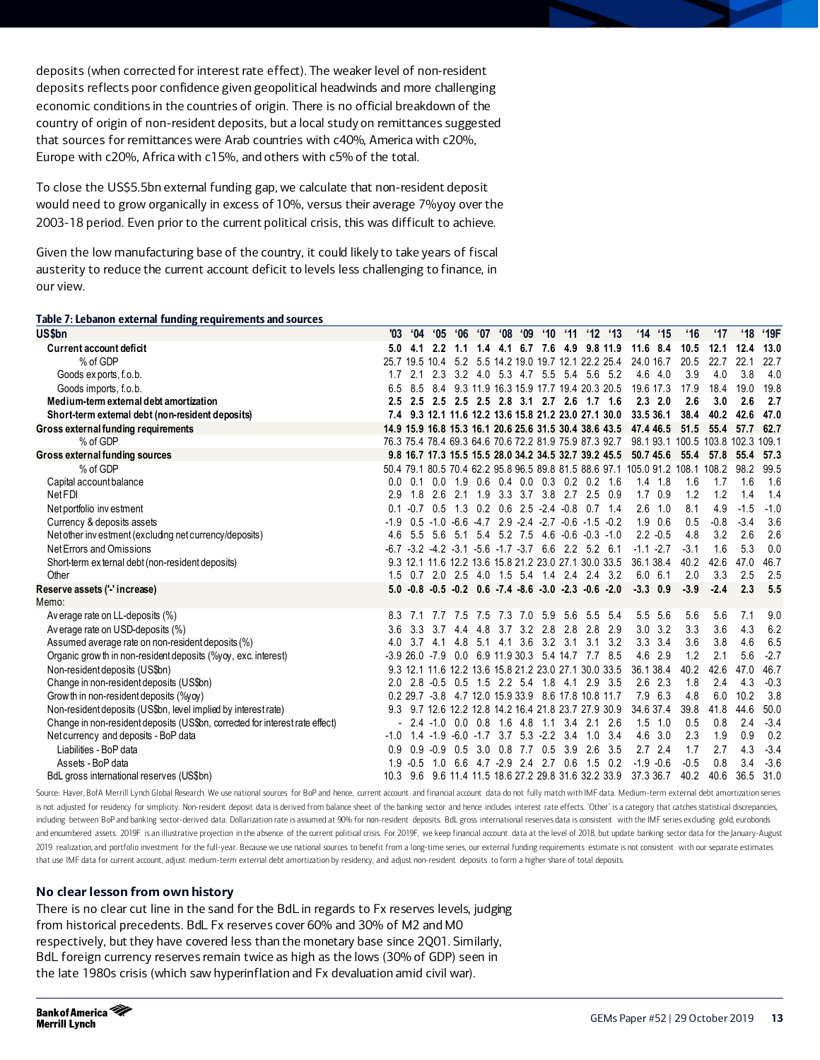deposits (when corrected for interest rate effect). The weaker level of non-resident deposits reflects poor confidence given geopolitical headwinds and more challenging economic conditions in the countries of origin. There is no official breakdown of the country of origin of non-resident deposits, but a local study on remittances suggested that sources for remittances were Arab countries with c40%, America with c20%, Europe with c20%, Africa with c15%, and others with c5% of the total.

To close the US$5.5bn external funding gap, we calculate that non-resident deposit would need to grow organically in excess of 10%, versus their average 7%yoy over the 2003-18 period. Even prior to the current political crisis, this was difficult to achieve.

Given the low manufacturing base of the country, it could likely to take years of fiscal austerity to reduce the current account deficit to levels less challenging to finance, in our view.

**Table 7: Lebanon external funding requirements and sources**

| US$bn | '03 | '04 | '05 | '06 | '07 | '08 | '09 | '10 | '11 | '12 | '13 | '14 | '15 | '16 | '17 | '18 | '19F |
|---|---|---|---|---|---|---|---|---|---|---|---|---|---|---|---|---|---|
| **Current account deficit** | **5.0** | **4.1** | **2.2** | **1.1** | **1.4** | **4.1** | **6.7** | **7.6** | **4.9** | **9.8** | **11.9** | **11.6** | **8.4** | **10.5** | **12.1** | **12.4** | **13.0** |
| % of GDP | 25.7 | 19.5 | 10.4 | 5.2 | 5.5 | 14.2 | 19.0 | 19.7 | 12.1 | 22.2 | 25.4 | 24.0 | 16.7 | 20.5 | 22.7 | 22.1 | 22.7 |
| Goods exports, f.o.b. | 1.7 | 2.1 | 2.3 | 3.2 | 4.0 | 5.3 | 4.7 | 5.5 | 5.4 | 5.6 | 5.2 | 4.6 | 4.0 | 3.9 | 4.0 | 3.8 | 4.0 |
| Goods imports, f.o.b. | 6.5 | 8.5 | 8.4 | 9.3 | 11.9 | 16.3 | 15.9 | 17.7 | 19.4 | 20.3 | 20.5 | 19.6 | 17.3 | 17.9 | 18.4 | 19.0 | 19.8 |
| **Medium-term external debt amortization** | **2.5** | **2.5** | **2.5** | **2.5** | **2.5** | **2.8** | **3.1** | **2.7** | **2.6** | **1.7** | **1.6** | **2.3** | **2.0** | **2.6** | **3.0** | **2.6** | **2.7** |
| **Short-term external debt (non-resident deposits)** | **7.4** | **9.3** | **12.1** | **11.6** | **12.2** | **13.6** | **15.8** | **21.2** | **23.0** | **27.1** | **30.0** | **33.5** | **36.1** | **38.4** | **40.2** | **42.6** | **47.0** |
| **Gross external funding requirements** | **14.9** | **15.9** | **16.8** | **15.3** | **16.1** | **20.6** | **25.6** | **31.5** | **30.4** | **38.6** | **43.5** | **47.4** | **46.5** | **51.5** | **55.4** | **57.7** | **62.7** |
| % of GDP | 76.3 | 75.4 | 78.4 | 69.3 | 64.6 | 70.6 | 72.2 | 81.9 | 75.9 | 87.3 | 92.7 | 98.1 | 93.1 | 100.5 | 103.8 | 102.3 | 109.1 |
| **Gross external funding sources** | **9.8** | **16.7** | **17.3** | **15.5** | **15.5** | **28.0** | **34.2** | **34.5** | **32.7** | **39.2** | **45.5** | **50.7** | **45.6** | **55.4** | **57.8** | **55.4** | **57.3** |
| % of GDP | 50.4 | 79.1 | 80.5 | 70.4 | 62.2 | 95.8 | 96.5 | 89.8 | 81.5 | 88.6 | 97.1 | 105.0 | 91.2 | 108.1 | 108.2 | 98.2 | 99.5 |
| Capital account balance | 0.0 | 0.1 | 0.0 | 1.9 | 0.6 | 0.4 | 0.0 | 0.3 | 0.2 | 0.2 | 1.6 | 1.4 | 1.8 | 1.6 | 1.7 | 1.6 | 1.6 |
| Net FDI | 2.9 | 1.8 | 2.6 | 2.1 | 1.9 | 3.3 | 3.7 | 3.8 | 2.7 | 2.5 | 0.9 | 1.7 | 0.9 | 1.2 | 1.2 | 1.4 | 1.4 |
| Net portfolio investment | 0.1 | -0.7 | 0.5 | 1.3 | 0.2 | 0.6 | 2.5 | -2.4 | -0.8 | 0.7 | 1.4 | 2.6 | 1.0 | 8.1 | 4.9 | -1.5 | -1.0 |
| Currency & deposits assets | -1.9 | 0.5 | -1.0 | -6.6 | -4.7 | 2.9 | -2.4 | -2.7 | -0.6 | -1.5 | -0.2 | 1.9 | 0.6 | 0.5 | -0.8 | -3.4 | 3.6 |
| Net other investment (excluding net currency/deposits) | 4.6 | 5.5 | 5.6 | 5.1 | 5.4 | 5.2 | 7.5 | 4.6 | -0.6 | -0.3 | -1.0 | 2.2 | -0.5 | 4.8 | 3.2 | 2.6 | 2.6 |
| Net Errors and Omissions | -6.7 | -3.2 | -4.2 | -3.1 | -5.6 | -1.7 | -3.7 | 6.6 | 2.2 | 5.2 | 6.1 | -1.1 | -2.7 | -3.1 | 1.6 | 5.3 | 0.0 |
| Short-term external debt (non-resident deposits) | 9.3 | 12.1 | 11.6 | 12.2 | 13.6 | 15.8 | 21.2 | 23.0 | 27.1 | 30.0 | 33.5 | 36.1 | 38.4 | 40.2 | 42.6 | 47.0 | 46.7 |
| Other | 1.5 | 0.7 | 2.0 | 2.5 | 4.0 | 1.5 | 5.4 | 1.4 | 2.4 | 2.4 | 3.2 | 6.0 | 6.1 | 2.0 | 3.3 | 2.5 | 2.5 |
| **Reserve assets ('-' increase)** | **5.0** | **-0.8** | **-0.5** | **-0.2** | **0.6** | **-7.4** | **-8.6** | **-3.0** | **-2.3** | **-0.6** | **-2.0** | **-3.3** | **0.9** | **-3.9** | **-2.4** | **2.3** | **5.5** |
| Memo: | | | | | | | | | | | | | | | | | |
| Average rate on LL-deposits (%) | 8.3 | 7.1 | 7.7 | 7.5 | 7.5 | 7.3 | 7.0 | 5.9 | 5.6 | 5.5 | 5.4 | 5.5 | 5.6 | 5.6 | 5.6 | 7.1 | 9.0 |
| Average rate on USD-deposits (%) | 3.6 | 3.3 | 3.7 | 4.4 | 4.8 | 3.7 | 3.2 | 2.8 | 2.8 | 2.8 | 2.9 | 3.0 | 3.2 | 3.3 | 3.6 | 4.3 | 6.2 |
| Assumed average rate on non-resident deposits (%) | 4.0 | 3.7 | 4.1 | 4.8 | 5.1 | 4.1 | 3.6 | 3.2 | 3.1 | 3.1 | 3.2 | 3.3 | 3.4 | 3.6 | 3.8 | 4.6 | 6.5 |
| Organic growth in non-resident deposits (%yoy, exc. interest) | -3.9 | 26.0 | -7.9 | 0.0 | 6.9 | 11.9 | 30.3 | 5.4 | 14.7 | 7.7 | 8.5 | 4.6 | 2.9 | 1.2 | 2.1 | 5.6 | -2.7 |
| Non-resident deposits (US$bn) | 9.3 | 12.1 | 11.6 | 12.2 | 13.6 | 15.8 | 21.2 | 23.0 | 27.1 | 30.0 | 33.5 | 36.1 | 38.4 | 40.2 | 42.6 | 47.0 | 46.7 |
| Change in non-resident deposits (US$bn) | 2.0 | 2.8 | -0.5 | 0.5 | 1.5 | 2.2 | 5.4 | 1.8 | 4.1 | 2.9 | 3.5 | 2.6 | 2.3 | 1.8 | 2.4 | 4.3 | -0.3 |
| Growth in non-resident deposits (%yoy) | 0.2 | 29.7 | -3.8 | 4.7 | 12.0 | 15.9 | 33.9 | 8.6 | 17.8 | 10.8 | 11.7 | 7.9 | 6.3 | 4.8 | 6.0 | 10.2 | 3.8 |
| Non-resident deposits (US$bn, level implied by interest rate) | 9.3 | 9.7 | 12.6 | 12.2 | 12.8 | 14.2 | 16.4 | 21.8 | 23.7 | 27.9 | 30.9 | 34.6 | 37.4 | 39.8 | 41.8 | 44.6 | 50.0 |
| Change in non-resident deposits (US$bn, corrected for interest rate effect) | - | 2.4 | -1.0 | 0.0 | 0.8 | 1.6 | 4.8 | 1.1 | 3.4 | 2.1 | 2.6 | 1.5 | 1.0 | 0.5 | 0.8 | 2.4 | -3.4 |
| Net currency and deposits - BoP data | -1.0 | 1.4 | -1.9 | -6.0 | -1.7 | 3.7 | 5.3 | -2.2 | 3.4 | 1.0 | 3.4 | 4.6 | 3.0 | 2.3 | 1.9 | 0.9 | 0.2 |
| Liabilities - BoP data | 0.9 | 0.9 | -0.9 | 0.5 | 3.0 | 0.8 | 7.7 | 0.5 | 3.9 | 2.6 | 3.5 | 2.7 | 2.4 | 1.7 | 2.7 | 4.3 | -3.4 |
| Assets - BoP data | 1.9 | -0.5 | 1.0 | 6.6 | 4.7 | -2.9 | 2.4 | 2.7 | 0.6 | 1.5 | 0.2 | -1.9 | -0.6 | -0.5 | 0.8 | 3.4 | -3.6 |
| BdL gross international reserves (US$bn) | 10.3 | 9.6 | 9.6 | 11.4 | 11.5 | 18.6 | 27.2 | 29.8 | 31.6 | 32.2 | 33.9 | 37.3 | 36.7 | 40.2 | 40.6 | 36.5 | 31.0 |

Source: Haver, BofA Merrill Lynch Global Research. We use national sources for BoP and hence, current account and financial account data do not fully match with IMF data. Medium-term external debt amortization series is not adjusted for residency for simplicity. Non-resident deposit data is derived from balance sheet of the banking sector and hence includes interest rate effects. 'Other' is a category that catches statistical discrepancies, including between BoP and banking sector-derived data. Dollarization rate is assumed at 90% for non-resident deposits. BdL gross international reserves data is consistent with the IMF series excluding gold, eurobonds and encumbered assets. 2019F is an illustrative projection in the absence of the current political crisis. For 2019F, we keep financial account data at the level of 2018, but update banking sector data for the January-August 2019 realization, and portfolio investment for the full-year. Because we use national sources to benefit from a long-time series, our external funding requirements estimate is not consistent with our separate estimates that use IMF data for current account, adjust medium-term external debt amortization by residency, and adjust non-resident deposits to form a higher share of total deposits.

## No clear lesson from own history

There is no clear cut line in the sand for the BdL in regards to Fx reserves levels, judging from historical precedents. BdL Fx reserves cover 60% and 30% of M2 and M0 respectively, but they have covered less than the monetary base since 2Q01. Similarly, BdL foreign currency reserves remain twice as high as the lows (30% of GDP) seen in the late 1980s crisis (which saw hyperinflation and Fx devaluation amid civil war).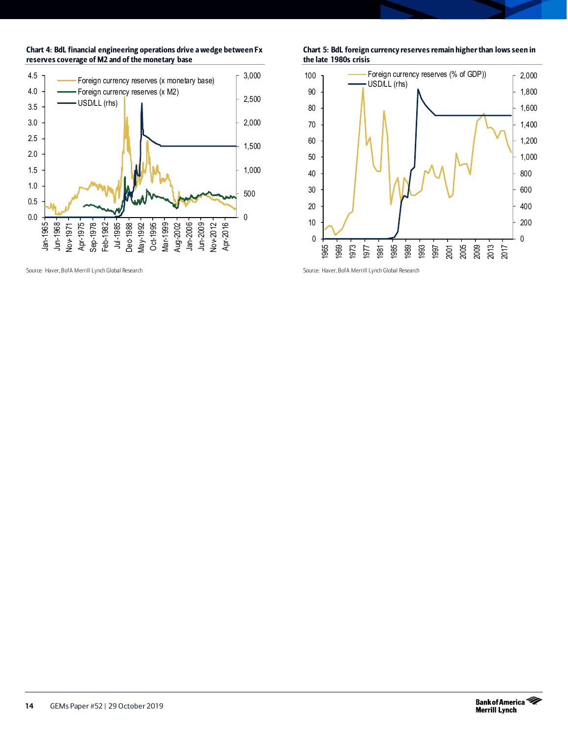**Chart 4: BdL financial engineering operations drive a wedge between Fx reserves coverage of M2 and of the monetary base**

Source: Haver, BofA Merrill Lynch Global Research

**Chart 5: BdL foreign currency reserves remain higher than lows seen in the late 1980s crisis**

Source: Haver, BofA Merrill Lynch Global Research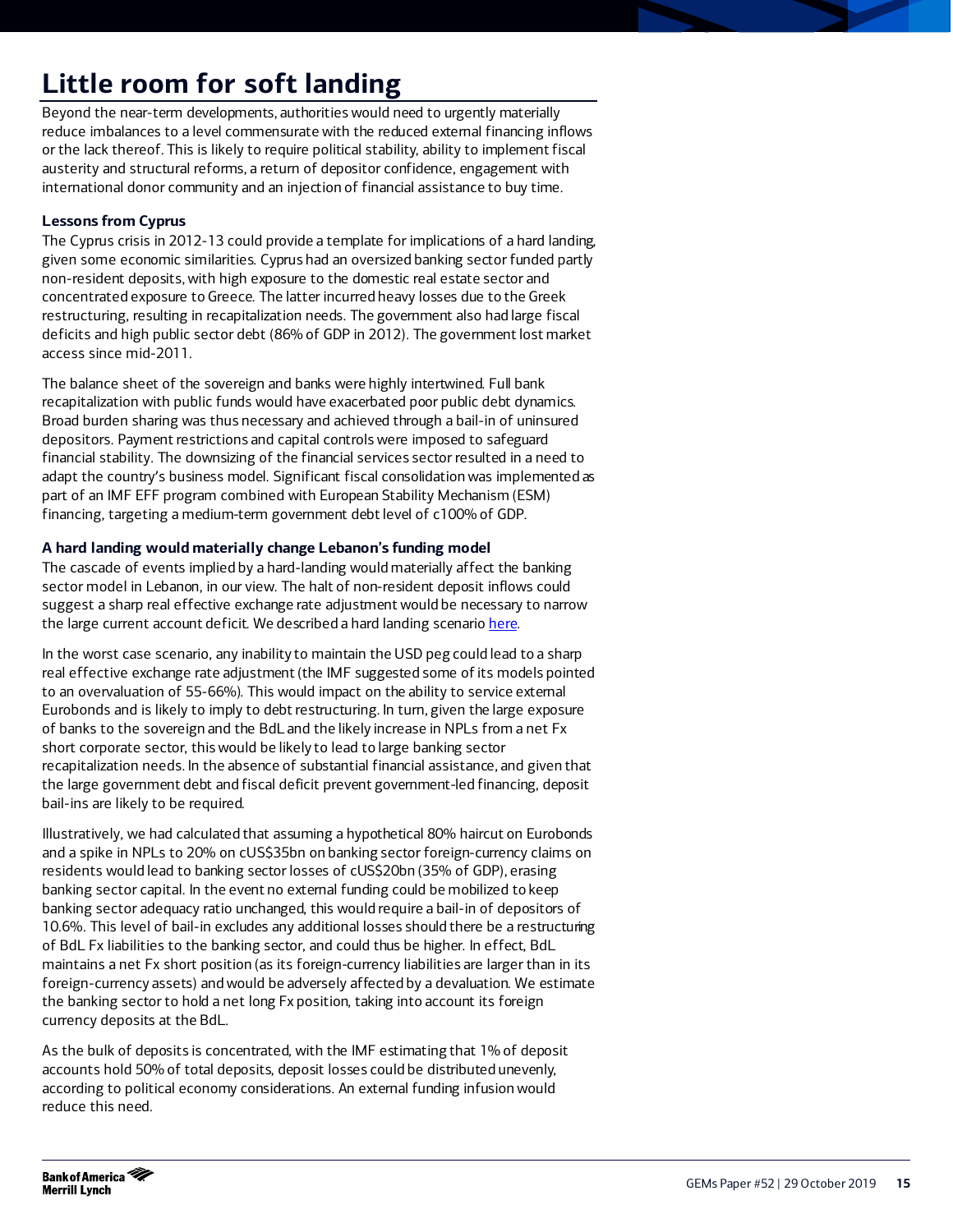# Little room for soft landing

Beyond the near-term developments, authorities would need to urgently materially reduce imbalances to a level commensurate with the reduced external financing inflows or the lack thereof. This is likely to require political stability, ability to implement fiscal austerity and structural reforms, a return of depositor confidence, engagement with international donor community and an injection of financial assistance to buy time.

### Lessons from Cyprus

The Cyprus crisis in 2012-13 could provide a template for implications of a hard landing, given some economic similarities. Cyprus had an oversized banking sector funded partly non-resident deposits, with high exposure to the domestic real estate sector and concentrated exposure to Greece. The latter incurred heavy losses due to the Greek restructuring, resulting in recapitalization needs. The government also had large fiscal deficits and high public sector debt (86% of GDP in 2012). The government lost market access since mid-2011.

The balance sheet of the sovereign and banks were highly intertwined. Full bank recapitalization with public funds would have exacerbated poor public debt dynamics. Broad burden sharing was thus necessary and achieved through a bail-in of uninsured depositors. Payment restrictions and capital controls were imposed to safeguard financial stability. The downsizing of the financial services sector resulted in a need to adapt the country's business model. Significant fiscal consolidation was implemented as part of an IMF EFF program combined with European Stability Mechanism (ESM) financing, targeting a medium-term government debt level of c100% of GDP.

### A hard landing would materially change Lebanon's funding model

The cascade of events implied by a hard-landing would materially affect the banking sector model in Lebanon, in our view. The halt of non-resident deposit inflows could suggest a sharp real effective exchange rate adjustment would be necessary to narrow the large current account deficit. We described a hard landing scenario here.

In the worst case scenario, any inability to maintain the USD peg could lead to a sharp real effective exchange rate adjustment (the IMF suggested some of its models pointed to an overvaluation of 55-66%). This would impact on the ability to service external Eurobonds and is likely to imply to debt restructuring. In turn, given the large exposure of banks to the sovereign and the BdL and the likely increase in NPLs from a net Fx short corporate sector, this would be likely to lead to large banking sector recapitalization needs. In the absence of substantial financial assistance, and given that the large government debt and fiscal deficit prevent government-led financing, deposit bail-ins are likely to be required.

Illustratively, we had calculated that assuming a hypothetical 80% haircut on Eurobonds and a spike in NPLs to 20% on cUS$35bn on banking sector foreign-currency claims on residents would lead to banking sector losses of cUS$20bn (35% of GDP), erasing banking sector capital. In the event no external funding could be mobilized to keep banking sector adequacy ratio unchanged, this would require a bail-in of depositors of 10.6%. This level of bail-in excludes any additional losses should there be a restructuring of BdL Fx liabilities to the banking sector, and could thus be higher. In effect, BdL maintains a net Fx short position (as its foreign-currency liabilities are larger than in its foreign-currency assets) and would be adversely affected by a devaluation. We estimate the banking sector to hold a net long Fx position, taking into account its foreign currency deposits at the BdL.

As the bulk of deposits is concentrated, with the IMF estimating that 1% of deposit accounts hold 50% of total deposits, deposit losses could be distributed unevenly, according to political economy considerations. An external funding infusion would reduce this need.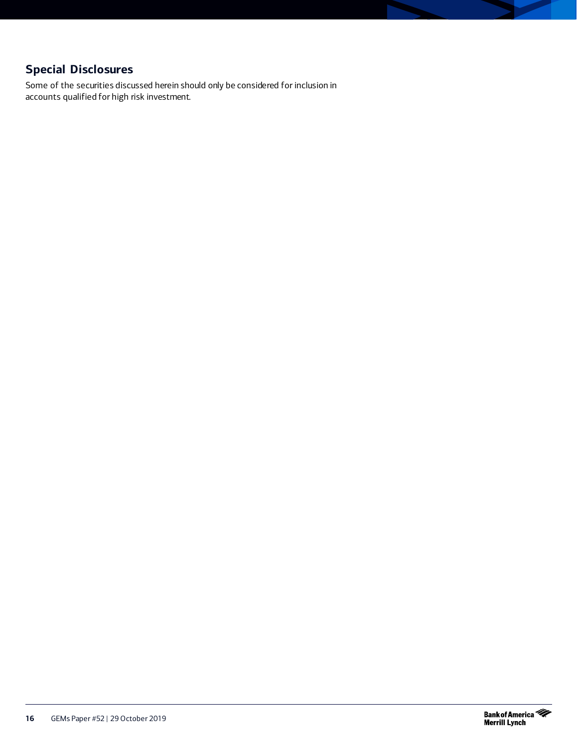## Special Disclosures

Some of the securities discussed herein should only be considered for inclusion in accounts qualified for high risk investment.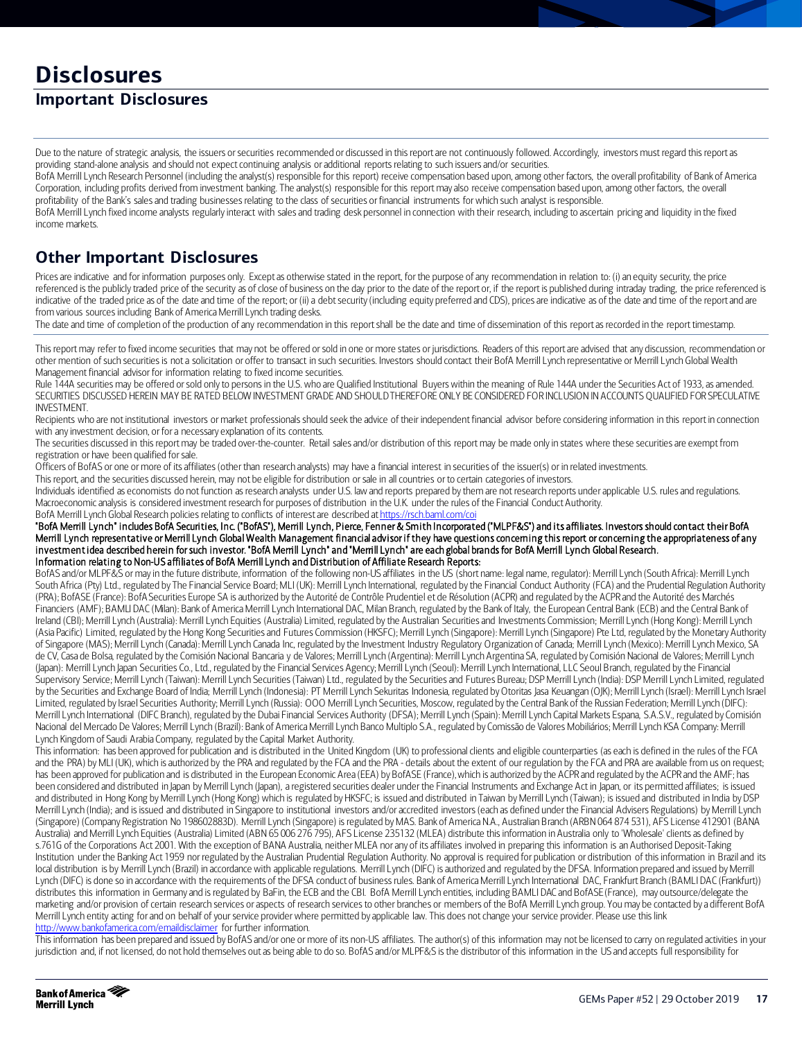# Disclosures

## Important Disclosures

Due to the nature of strategic analysis, the issuers or securities recommended or discussed in this report are not continuously followed. Accordingly, investors must regard this report as providing stand-alone analysis and should not expect continuing analysis or additional reports relating to such issuers and/or securities.
BofA Merrill Lynch Research Personnel (including the analyst(s) responsible for this report) receive compensation based upon, among other factors, the overall profitability of Bank of America Corporation, including profits derived from investment banking. The analyst(s) responsible for this report may also receive compensation based upon, among other factors, the overall profitability of the Bank's sales and trading businesses relating to the class of securities or financial instruments for which such analyst is responsible.
BofA Merrill Lynch fixed income analysts regularly interact with sales and trading desk personnel in connection with their research, including to ascertain pricing and liquidity in the fixed income markets.

## Other Important Disclosures

Prices are indicative and for information purposes only. Except as otherwise stated in the report, for the purpose of any recommendation in relation to: (i) an equity security, the price referenced is the publicly traded price of the security as of close of business on the day prior to the date of the report or, if the report is published during intraday trading, the price referenced is indicative of the traded price as of the date and time of the report; or (ii) a debt security (including equity preferred and CDS), prices are indicative as of the date and time of the report and are from various sources including Bank of America Merrill Lynch trading desks.
The date and time of completion of the production of any recommendation in this report shall be the date and time of dissemination of this report as recorded in the report timestamp.

This report may refer to fixed income securities that may not be offered or sold in one or more states or jurisdictions. Readers of this report are advised that any discussion, recommendation or other mention of such securities is not a solicitation or offer to transact in such securities. Investors should contact their BofA Merrill Lynch representative or Merrill Lynch Global Wealth Management financial advisor for information relating to fixed income securities.
Rule 144A securities may be offered or sold only to persons in the U.S. who are Qualified Institutional Buyers within the meaning of Rule 144A under the Securities Act of 1933, as amended.
SECURITIES DISCUSSED HEREIN MAY BE RATED BELOW INVESTMENT GRADE AND SHOULD THEREFORE ONLY BE CONSIDERED FOR INCLUSION IN ACCOUNTS QUALIFIED FOR SPECULATIVE INVESTMENT.
Recipients who are not institutional investors or market professionals should seek the advice of their independent financial advisor before considering information in this report in connection with any investment decision, or for a necessary explanation of its contents.
The securities discussed in this report may be traded over-the-counter. Retail sales and/or distribution of this report may be made only in states where these securities are exempt from registration or have been qualified for sale.
Officers of BofAS or one or more of its affiliates (other than research analysts) may have a financial interest in securities of the issuer(s) or in related investments.
This report, and the securities discussed herein, may not be eligible for distribution or sale in all countries or to certain categories of investors.
Individuals identified as economists do not function as research analysts under U.S. law and reports prepared by them are not research reports under applicable U.S. rules and regulations. Macroeconomic analysis is considered investment research for purposes of distribution in the U.K. under the rules of the Financial Conduct Authority.
BofA Merrill Lynch Global Research policies relating to conflicts of interest are described at https://rsch.baml.com/coi
**"BofA Merrill Lynch" includes BofA Securities, Inc. ("BofAS"), Merrill Lynch, Pierce, Fenner & Smith Incorporated ("MLPF&S") and its affiliates. Investors should contact their BofA Merrill Lynch representative or Merrill Lynch Global Wealth Management financial advisor if they have questions concerning this report or concerning the appropriateness of any investment idea described herein for such investor. "BofA Merrill Lynch" and "Merrill Lynch" are each global brands for BofA Merrill Lynch Global Research.**
**Information relating to Non-US affiliates of BofA Merrill Lynch and Distribution of Affiliate Research Reports:**
BofAS and/or MLPF&S or may in the future distribute, information of the following non-US affiliates in the US (short name: legal name, regulator): Merrill Lynch (South Africa): Merrill Lynch South Africa (Pty) Ltd., regulated by The Financial Service Board; MLI (UK): Merrill Lynch International, regulated by the Financial Conduct Authority (FCA) and the Prudential Regulation Authority (PRA); BofASE (France): BofA Securities Europe SA is authorized by the Autorité de Contrôle Prudentiel et de Résolution (ACPR) and regulated by the ACPR and the Autorité des Marchés Financiers (AMF); BAMLI DAC (Milan): Bank of America Merrill Lynch International DAC, Milan Branch, regulated by the Bank of Italy, the European Central Bank (ECB) and the Central Bank of Ireland (CBI); Merrill Lynch (Australia): Merrill Lynch Equities (Australia) Limited, regulated by the Australian Securities and Investments Commission; Merrill Lynch (Hong Kong): Merrill Lynch (Asia Pacific) Limited, regulated by the Hong Kong Securities and Futures Commission (HKSFC); Merrill Lynch (Singapore): Merrill Lynch (Singapore) Pte Ltd, regulated by the Monetary Authority of Singapore (MAS); Merrill Lynch (Canada): Merrill Lynch Canada Inc, regulated by the Investment Industry Regulatory Organization of Canada; Merrill Lynch (Mexico): Merrill Lynch Mexico, SA de CV, Casa de Bolsa, regulated by the Comisión Nacional Bancaria y de Valores; Merrill Lynch (Argentina): Merrill Lynch Argentina SA, regulated by Comisión Nacional de Valores; Merrill Lynch (Japan): Merrill Lynch Japan Securities Co., Ltd., regulated by the Financial Services Agency; Merrill Lynch (Seoul): Merrill Lynch International, LLC Seoul Branch, regulated by the Financial Supervisory Service; Merrill Lynch (Taiwan): Merrill Lynch Securities (Taiwan) Ltd., regulated by the Securities and Futures Bureau; DSP Merrill Lynch (India): DSP Merrill Lynch Limited, regulated by the Securities and Exchange Board of India; Merrill Lynch (Indonesia): PT Merrill Lynch Sekuritas Indonesia, regulated by Otoritas Jasa Keuangan (OJK); Merrill Lynch (Israel): Merrill Lynch Israel Limited, regulated by Israel Securities Authority; Merrill Lynch (Russia): OOO Merrill Lynch Securities, Moscow, regulated by the Central Bank of the Russian Federation; Merrill Lynch (DIFC): Merrill Lynch International (DIFC Branch), regulated by the Dubai Financial Services Authority (DFSA); Merrill Lynch (Spain): Merrill Lynch Capital Markets Espana, S.A.S.V., regulated by Comisión Nacional del Mercado De Valores; Merrill Lynch (Brazil): Bank of America Merrill Lynch Banco Multiplo S.A., regulated by Comissão de Valores Mobiliários; Merrill Lynch KSA Company: Merrill Lynch Kingdom of Saudi Arabia Company, regulated by the Capital Market Authority.
This information: has been approved for publication and is distributed in the United Kingdom (UK) to professional clients and eligible counterparties (as each is defined in the rules of the FCA and the PRA) by MLI (UK), which is authorized by the PRA and regulated by the FCA and the PRA - details about the extent of our regulation by the FCA and PRA are available from us on request; has been approved for publication and is distributed in the European Economic Area (EEA) by BofASE (France), which is authorized by the ACPR and regulated by the ACPR and the AMF; has been considered and distributed in Japan by Merrill Lynch (Japan), a registered securities dealer under the Financial Instruments and Exchange Act in Japan, or its permitted affiliates; is issued and distributed in Hong Kong by Merrill Lynch (Hong Kong) which is regulated by HKSFC; is issued and distributed in Taiwan by Merrill Lynch (Taiwan); is issued and distributed in India by DSP Merrill Lynch (India); and is issued and distributed in Singapore to institutional investors and/or accredited investors (each as defined under the Financial Advisers Regulations) by Merrill Lynch (Singapore) (Company Registration No 198602883D). Merrill Lynch (Singapore) is regulated by MAS. Bank of America N.A., Australian Branch (ARBN 064 874 531), AFS License 412901 (BANA Australia) and Merrill Lynch Equities (Australia) Limited (ABN 65 006 276 795), AFS License 235132 (MLEA) distribute this information in Australia only to 'Wholesale' clients as defined by s.761G of the Corporations Act 2001. With the exception of BANA Australia, neither MLEA nor any of its affiliates involved in preparing this information is an Authorised Deposit-Taking Institution under the Banking Act 1959 nor regulated by the Australian Prudential Regulation Authority. No approval is required for publication or distribution of this information in Brazil and its local distribution is by Merrill Lynch (Brazil) in accordance with applicable regulations. Merrill Lynch (DIFC) is authorized and regulated by the DFSA. Information prepared and issued by Merrill Lynch (DIFC) is done so in accordance with the requirements of the DFSA conduct of business rules. Bank of America Merrill Lynch International DAC, Frankfurt Branch (BAMLI DAC (Frankfurt)) distributes this information in Germany and is regulated by BaFin, the ECB and the CBI. BofA Merrill Lynch entities, including BAMLI DAC and BofASE (France), may outsource/delegate the marketing and/or provision of certain research services or aspects of research services to other branches or members of the BofA Merrill Lynch group. You may be contacted by a different BofA Merrill Lynch entity acting for and on behalf of your service provider where permitted by applicable law. This does not change your service provider. Please use this link http://www.bankofamerica.com/emaildisclaimer for further information.
This information has been prepared and issued by BofAS and/or one or more of its non-US affiliates. The author(s) of this information may not be licensed to carry on regulated activities in your jurisdiction and, if not licensed, do not hold themselves out as being able to do so. BofAS and/or MLPF&S is the distributor of this information in the US and accepts full responsibility for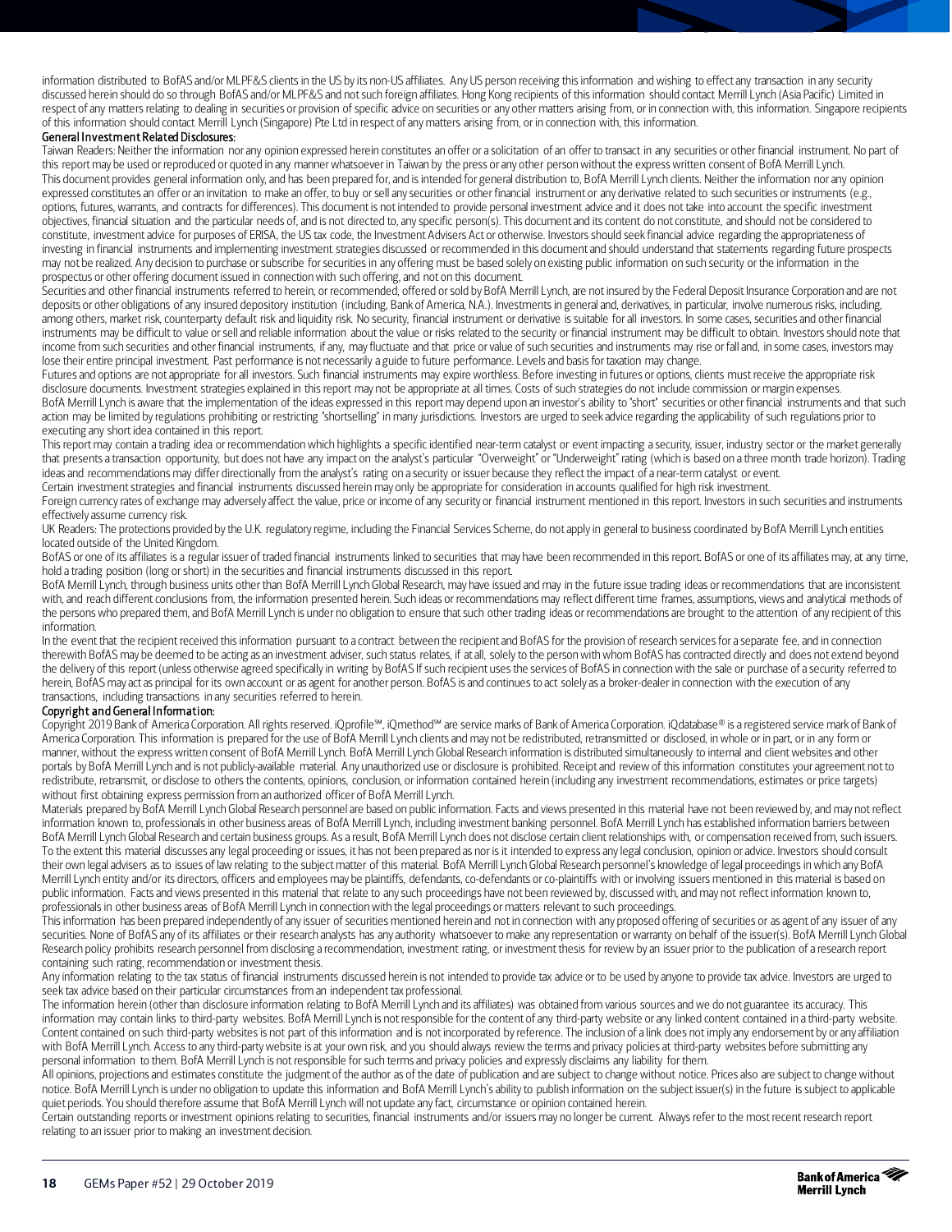information distributed to BofAS and/or MLPF&S clients in the US by its non-US affiliates. Any US person receiving this information and wishing to effect any transaction in any security discussed herein should do so through BofAS and/or MLPF&S and not such foreign affiliates. Hong Kong recipients of this information should contact Merrill Lynch (Asia Pacific) Limited in respect of any matters relating to dealing in securities or provision of specific advice on securities or any other matters arising from, or in connection with, this information. Singapore recipients of this information should contact Merrill Lynch (Singapore) Pte Ltd in respect of any matters arising from, or in connection with, this information.

**General Investment Related Disclosures:**

Taiwan Readers: Neither the information nor any opinion expressed herein constitutes an offer or a solicitation of an offer to transact in any securities or other financial instrument. No part of this report may be used or reproduced or quoted in any manner whatsoever in Taiwan by the press or any other person without the express written consent of BofA Merrill Lynch.

This document provides general information only, and has been prepared for, and is intended for general distribution to, BofA Merrill Lynch clients. Neither the information nor any opinion expressed constitutes an offer or an invitation to make an offer, to buy or sell any securities or other financial instrument or any derivative related to such securities or instruments (e.g., options, futures, warrants, and contracts for differences). This document is not intended to provide personal investment advice and it does not take into account the specific investment objectives, financial situation and the particular needs of, and is not directed to, any specific person(s). This document and its content do not constitute, and should not be considered to constitute, investment advice for purposes of ERISA, the US tax code, the Investment Advisers Act or otherwise. Investors should seek financial advice regarding the appropriateness of investing in financial instruments and implementing investment strategies discussed or recommended in this document and should understand that statements regarding future prospects may not be realized. Any decision to purchase or subscribe for securities in any offering must be based solely on existing public information on such security or the information in the prospectus or other offering document issued in connection with such offering, and not on this document.

Securities and other financial instruments referred to herein, or recommended, offered or sold by BofA Merrill Lynch, are not insured by the Federal Deposit Insurance Corporation and are not deposits or other obligations of any insured depository institution (including, Bank of America, N.A.). Investments in general and, derivatives, in particular, involve numerous risks, including, among others, market risk, counterparty default risk and liquidity risk. No security, financial instrument or derivative is suitable for all investors. In some cases, securities and other financial instruments may be difficult to value or sell and reliable information about the value or risks related to the security or financial instrument may be difficult to obtain. Investors should note that income from such securities and other financial instruments, if any, may fluctuate and that price or value of such securities and instruments may rise or fall and, in some cases, investors may lose their entire principal investment. Past performance is not necessarily a guide to future performance. Levels and basis for taxation may change.

Futures and options are not appropriate for all investors. Such financial instruments may expire worthless. Before investing in futures or options, clients must receive the appropriate risk disclosure documents. Investment strategies explained in this report may not be appropriate at all times. Costs of such strategies do not include commission or margin expenses.

BofA Merrill Lynch is aware that the implementation of the ideas expressed in this report may depend upon an investor's ability to "short" securities or other financial instruments and that such action may be limited by regulations prohibiting or restricting "shortselling" in many jurisdictions. Investors are urged to seek advice regarding the applicability of such regulations prior to executing any short idea contained in this report.

This report may contain a trading idea or recommendation which highlights a specific identified near-term catalyst or event impacting a security, issuer, industry sector or the market generally that presents a transaction opportunity, but does not have any impact on the analyst's particular "Overweight" or "Underweight" rating (which is based on a three month trade horizon). Trading ideas and recommendations may differ directionally from the analyst's rating on a security or issuer because they reflect the impact of a near-term catalyst or event.

Certain investment strategies and financial instruments discussed herein may only be appropriate for consideration in accounts qualified for high risk investment.

Foreign currency rates of exchange may adversely affect the value, price or income of any security or financial instrument mentioned in this report. Investors in such securities and instruments effectively assume currency risk.

UK Readers: The protections provided by the U.K. regulatory regime, including the Financial Services Scheme, do not apply in general to business coordinated by BofA Merrill Lynch entities located outside of the United Kingdom.

BofAS or one of its affiliates is a regular issuer of traded financial instruments linked to securities that may have been recommended in this report. BofAS or one of its affiliates may, at any time, hold a trading position (long or short) in the securities and financial instruments discussed in this report.

BofA Merrill Lynch, through business units other than BofA Merrill Lynch Global Research, may have issued and may in the future issue trading ideas or recommendations that are inconsistent with, and reach different conclusions from, the information presented herein. Such ideas or recommendations may reflect different time frames, assumptions, views and analytical methods of the persons who prepared them, and BofA Merrill Lynch is under no obligation to ensure that such other trading ideas or recommendations are brought to the attention of any recipient of this information.

In the event that the recipient received this information pursuant to a contract between the recipient and BofAS for the provision of research services for a separate fee, and in connection therewith BofAS may be deemed to be acting as an investment adviser, such status relates, if at all, solely to the person with whom BofAS has contracted directly and does not extend beyond the delivery of this report (unless otherwise agreed specifically in writing by BofAS If such recipient uses the services of BofAS in connection with the sale or purchase of a security referred to herein, BofAS may act as principal for its own account or as agent for another person. BofAS is and continues to act solely as a broker-dealer in connection with the execution of any transactions, including transactions in any securities referred to herein.

**Copyright and General Information:**

Copyright 2019 Bank of America Corporation. All rights reserved. iQprofile℠, iQmethod℠ are service marks of Bank of America Corporation. iQdatabase® is a registered service mark of Bank of America Corporation. This information is prepared for the use of BofA Merrill Lynch clients and may not be redistributed, retransmitted or disclosed, in whole or in part, or in any form or manner, without the express written consent of BofA Merrill Lynch. BofA Merrill Lynch Global Research information is distributed simultaneously to internal and client websites and other portals by BofA Merrill Lynch and is not publicly-available material. Any unauthorized use or disclosure is prohibited. Receipt and review of this information constitutes your agreement not to redistribute, retransmit, or disclose to others the contents, opinions, conclusion, or information contained herein (including any investment recommendations, estimates or price targets) without first obtaining express permission from an authorized officer of BofA Merrill Lynch.

Materials prepared by BofA Merrill Lynch Global Research personnel are based on public information. Facts and views presented in this material have not been reviewed by, and may not reflect information known to, professionals in other business areas of BofA Merrill Lynch, including investment banking personnel. BofA Merrill Lynch has established information barriers between BofA Merrill Lynch Global Research and certain business groups. As a result, BofA Merrill Lynch does not disclose certain client relationships with, or compensation received from, such issuers. To the extent this material discusses any legal proceeding or issues, it has not been prepared as nor is it intended to express any legal conclusion, opinion or advice. Investors should consult their own legal advisers as to issues of law relating to the subject matter of this material. BofA Merrill Lynch Global Research personnel's knowledge of legal proceedings in which any BofA Merrill Lynch entity and/or its directors, officers and employees may be plaintiffs, defendants, co-defendants or co-plaintiffs with or involving issuers mentioned in this material is based on public information. Facts and views presented in this material that relate to any such proceedings have not been reviewed by, discussed with, and may not reflect information known to, professionals in other business areas of BofA Merrill Lynch in connection with the legal proceedings or matters relevant to such proceedings.

This information has been prepared independently of any issuer of securities mentioned herein and not in connection with any proposed offering of securities or as agent of any issuer of any securities. None of BofAS any of its affiliates or their research analysts has any authority whatsoever to make any representation or warranty on behalf of the issuer(s). BofA Merrill Lynch Global Research policy prohibits research personnel from disclosing a recommendation, investment rating, or investment thesis for review by an issuer prior to the publication of a research report containing such rating, recommendation or investment thesis.

Any information relating to the tax status of financial instruments discussed herein is not intended to provide tax advice or to be used by anyone to provide tax advice. Investors are urged to seek tax advice based on their particular circumstances from an independent tax professional.

The information herein (other than disclosure information relating to BofA Merrill Lynch and its affiliates) was obtained from various sources and we do not guarantee its accuracy. This information may contain links to third-party websites. BofA Merrill Lynch is not responsible for the content of any third-party website or any linked content contained in a third-party website. Content contained on such third-party websites is not part of this information and is not incorporated by reference. The inclusion of a link does not imply any endorsement by or any affiliation with BofA Merrill Lynch. Access to any third-party website is at your own risk, and you should always review the terms and privacy policies at third-party websites before submitting any personal information to them. BofA Merrill Lynch is not responsible for such terms and privacy policies and expressly disclaims any liability for them.

All opinions, projections and estimates constitute the judgment of the author as of the date of publication and are subject to change without notice. Prices also are subject to change without notice. BofA Merrill Lynch is under no obligation to update this information and BofA Merrill Lynch's ability to publish information on the subject issuer(s) in the future is subject to applicable quiet periods. You should therefore assume that BofA Merrill Lynch will not update any fact, circumstance or opinion contained herein.

Certain outstanding reports or investment opinions relating to securities, financial instruments and/or issuers may no longer be current. Always refer to the most recent research report relating to an issuer prior to making an investment decision.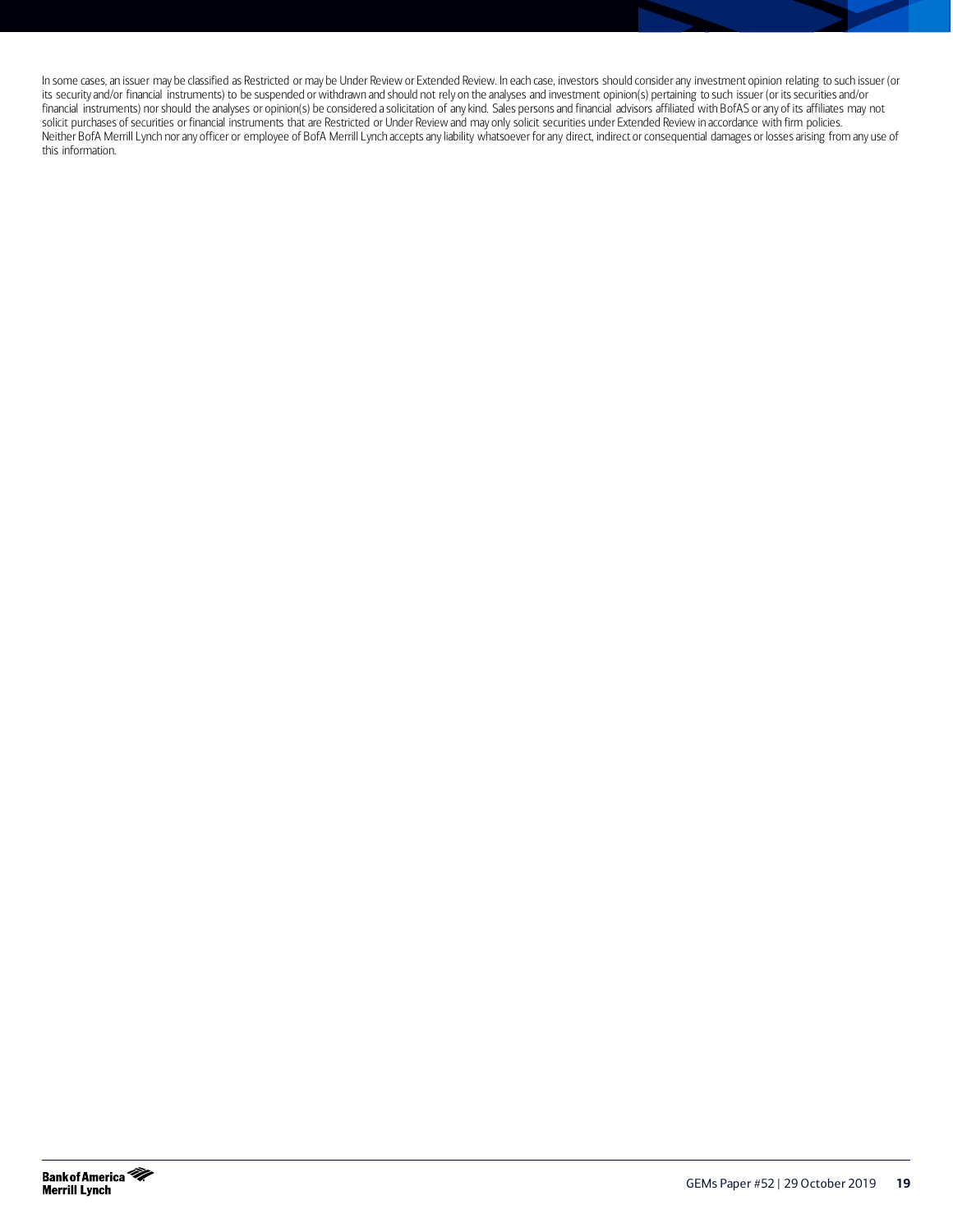In some cases, an issuer may be classified as Restricted or may be Under Review or Extended Review. In each case, investors should consider any investment opinion relating to such issuer (or its security and/or financial instruments) to be suspended or withdrawn and should not rely on the analyses and investment opinion(s) pertaining to such issuer (or its securities and/or financial instruments) nor should the analyses or opinion(s) be considered a solicitation of any kind. Sales persons and financial advisors affiliated with BofAS or any of its affiliates may not solicit purchases of securities or financial instruments that are Restricted or Under Review and may only solicit securities under Extended Review in accordance with firm policies.
Neither BofA Merrill Lynch nor any officer or employee of BofA Merrill Lynch accepts any liability whatsoever for any direct, indirect or consequential damages or losses arising from any use of this information.